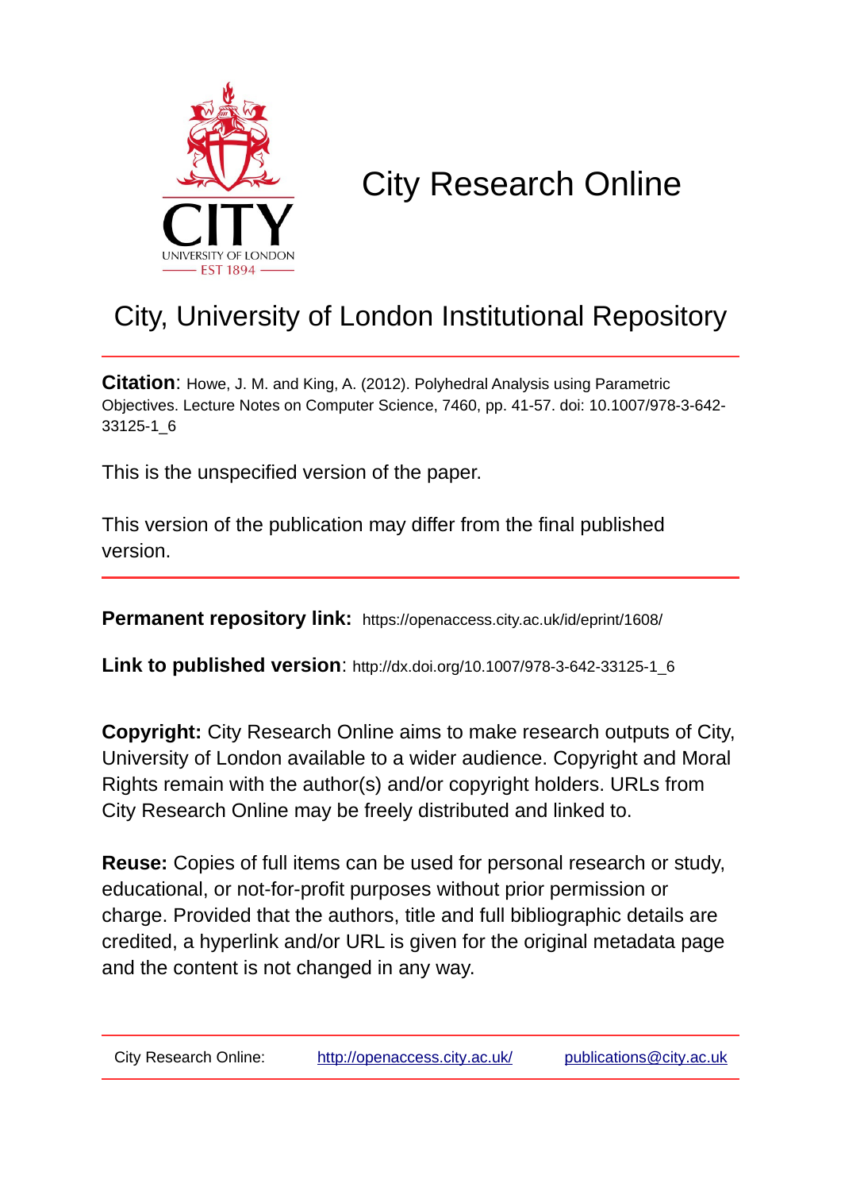# City Research Online

## City, University of London Institutional Repository

**Citation**: Howe, J. M. and King, A. (2012). Polyhedral Analysis using Parametric Objectives. Lecture Notes on Computer Science, 7460, pp. 41-57. doi: 10.1007/978-3-642-33125-1_6

This is the unspecified version of the paper.

This version of the publication may differ from the final published version.

---

**Permanent repository link:** https://openaccess.city.ac.uk/id/eprint/1608/

**Link to published version**: http://dx.doi.org/10.1007/978-3-642-33125-1_6

**Copyright:** City Research Online aims to make research outputs of City, University of London available to a wider audience. Copyright and Moral Rights remain with the author(s) and/or copyright holders. URLs from City Research Online may be freely distributed and linked to.

**Reuse:** Copies of full items can be used for personal research or study, educational, or not-for-profit purposes without prior permission or charge. Provided that the authors, title and full bibliographic details are credited, a hyperlink and/or URL is given for the original metadata page and the content is not changed in any way.

---

City Research Online: http://openaccess.city.ac.uk/ publications@city.ac.uk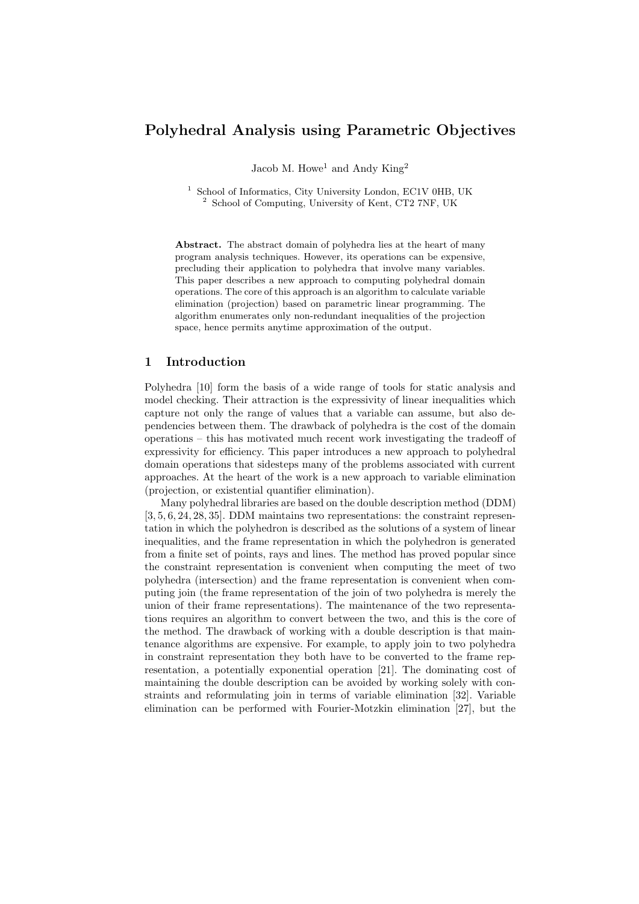# Polyhedral Analysis using Parametric Objectives

Jacob M. Howe[1] and Andy King[2]

[1] School of Informatics, City University London, EC1V 0HB, UK
[2] School of Computing, University of Kent, CT2 7NF, UK

**Abstract.** The abstract domain of polyhedra lies at the heart of many program analysis techniques. However, its operations can be expensive, precluding their application to polyhedra that involve many variables. This paper describes a new approach to computing polyhedral domain operations. The core of this approach is an algorithm to calculate variable elimination (projection) based on parametric linear programming. The algorithm enumerates only non-redundant inequalities of the projection space, hence permits anytime approximation of the output.

## 1 Introduction

Polyhedra [10] form the basis of a wide range of tools for static analysis and model checking. Their attraction is the expressivity of linear inequalities which capture not only the range of values that a variable can assume, but also dependencies between them. The drawback of polyhedra is the cost of the domain operations – this has motivated much recent work investigating the tradeoff of expressivity for efficiency. This paper introduces a new approach to polyhedral domain operations that sidesteps many of the problems associated with current approaches. At the heart of the work is a new approach to variable elimination (projection, or existential quantifier elimination).

Many polyhedral libraries are based on the double description method (DDM) [3, 5, 6, 24, 28, 35]. DDM maintains two representations: the constraint representation in which the polyhedron is described as the solutions of a system of linear inequalities, and the frame representation in which the polyhedron is generated from a finite set of points, rays and lines. The method has proved popular since the constraint representation is convenient when computing the meet of two polyhedra (intersection) and the frame representation is convenient when computing join (the frame representation of the join of two polyhedra is merely the union of their frame representations). The maintenance of the two representations requires an algorithm to convert between the two, and this is the core of the method. The drawback of working with a double description is that maintenance algorithms are expensive. For example, to apply join to two polyhedra in constraint representation they both have to be converted to the frame representation, a potentially exponential operation [21]. The dominating cost of maintaining the double description can be avoided by working solely with constraints and reformulating join in terms of variable elimination [32]. Variable elimination can be performed with Fourier-Motzkin elimination [27], but the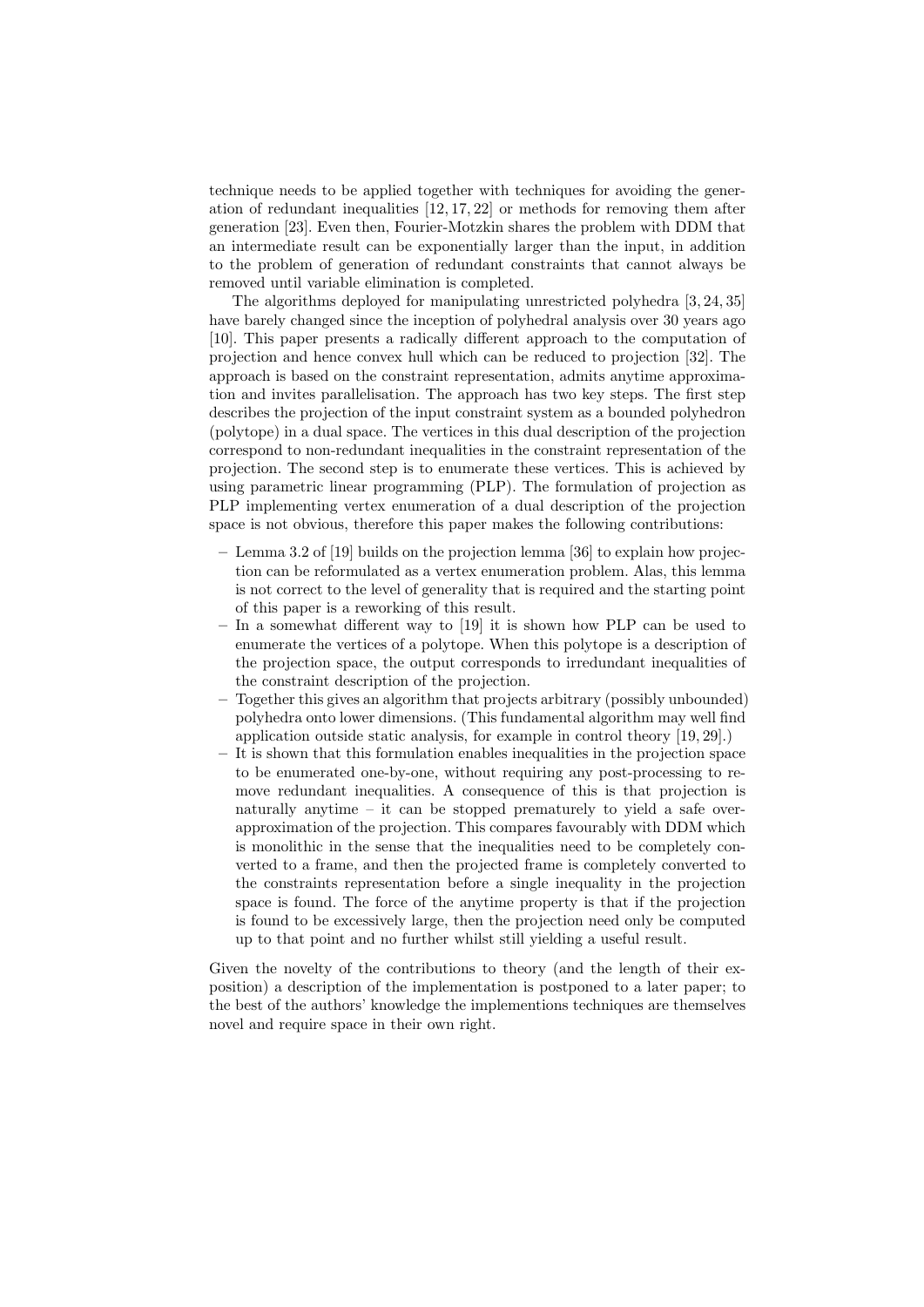technique needs to be applied together with techniques for avoiding the generation of redundant inequalities [12, 17, 22] or methods for removing them after generation [23]. Even then, Fourier-Motzkin shares the problem with DDM that an intermediate result can be exponentially larger than the input, in addition to the problem of generation of redundant constraints that cannot always be removed until variable elimination is completed.

The algorithms deployed for manipulating unrestricted polyhedra [3, 24, 35] have barely changed since the inception of polyhedral analysis over 30 years ago [10]. This paper presents a radically different approach to the computation of projection and hence convex hull which can be reduced to projection [32]. The approach is based on the constraint representation, admits anytime approximation and invites parallelisation. The approach has two key steps. The first step describes the projection of the input constraint system as a bounded polyhedron (polytope) in a dual space. The vertices in this dual description of the projection correspond to non-redundant inequalities in the constraint representation of the projection. The second step is to enumerate these vertices. This is achieved by using parametric linear programming (PLP). The formulation of projection as PLP implementing vertex enumeration of a dual description of the projection space is not obvious, therefore this paper makes the following contributions:

- Lemma 3.2 of [19] builds on the projection lemma [36] to explain how projection can be reformulated as a vertex enumeration problem. Alas, this lemma is not correct to the level of generality that is required and the starting point of this paper is a reworking of this result.
- In a somewhat different way to [19] it is shown how PLP can be used to enumerate the vertices of a polytope. When this polytope is a description of the projection space, the output corresponds to irredundant inequalities of the constraint description of the projection.
- Together this gives an algorithm that projects arbitrary (possibly unbounded) polyhedra onto lower dimensions. (This fundamental algorithm may well find application outside static analysis, for example in control theory [19, 29].)
- It is shown that this formulation enables inequalities in the projection space to be enumerated one-by-one, without requiring any post-processing to remove redundant inequalities. A consequence of this is that projection is naturally anytime – it can be stopped prematurely to yield a safe over-approximation of the projection. This compares favourably with DDM which is monolithic in the sense that the inequalities need to be completely converted to a frame, and then the projected frame is completely converted to the constraints representation before a single inequality in the projection space is found. The force of the anytime property is that if the projection is found to be excessively large, then the projection need only be computed up to that point and no further whilst still yielding a useful result.

Given the novelty of the contributions to theory (and the length of their exposition) a description of the implementation is postponed to a later paper; to the best of the authors' knowledge the implementions techniques are themselves novel and require space in their own right.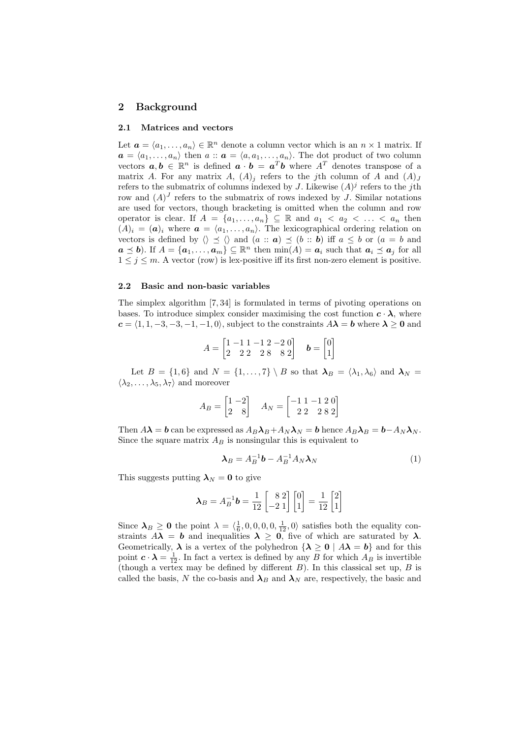## 2 Background

### 2.1 Matrices and vectors

Let $\boldsymbol{a} = \langle a_1, \ldots, a_n \rangle \in \mathbb{R}^n$ denote a column vector which is an $n \times 1$ matrix. If $\boldsymbol{a} = \langle a_1, \ldots, a_n \rangle$ then $a :: \boldsymbol{a} = \langle a, a_1, \ldots, a_n \rangle$. The dot product of two column vectors $\boldsymbol{a}, \boldsymbol{b} \in \mathbb{R}^n$ is defined $\boldsymbol{a} \cdot \boldsymbol{b} = \boldsymbol{a}^T \boldsymbol{b}$ where $A^T$ denotes transpose of a matrix $A$. For any matrix $A$, $(A)_j$ refers to the $j$th column of $A$ and $(A)_J$ refers to the submatrix of columns indexed by $J$. Likewise $(A)^j$ refers to the $j$th row and $(A)^J$ refers to the submatrix of rows indexed by $J$. Similar notations are used for vectors, though bracketing is omitted when the column and row operator is clear. If $A = \{a_1, \ldots, a_n\} \subseteq \mathbb{R}$ and $a_1 < a_2 < \ldots < a_n$ then $(A)_i = (\boldsymbol{a})_i$ where $\boldsymbol{a} = \langle a_1, \ldots, a_n \rangle$. The lexicographical ordering relation on vectors is defined by $\langle\rangle \preceq \langle\rangle$ and $(a :: \boldsymbol{a}) \preceq (b :: \boldsymbol{b})$ iff $a \leq b$ or ($a = b$ and $\boldsymbol{a} \preceq \boldsymbol{b}$). If $A = \{\boldsymbol{a}_1, \ldots, \boldsymbol{a}_m\} \subseteq \mathbb{R}^n$ then $\min(A) = \boldsymbol{a}_i$ such that $\boldsymbol{a}_i \preceq \boldsymbol{a}_j$ for all $1 \leq j \leq m$. A vector (row) is lex-positive iff its first non-zero element is positive.

### 2.2 Basic and non-basic variables

The simplex algorithm [7, 34] is formulated in terms of pivoting operations on bases. To introduce simplex consider maximising the cost function $\boldsymbol{c} \cdot \boldsymbol{\lambda}$, where $\boldsymbol{c} = \langle 1, 1, -3, -3, -1, -1, 0 \rangle$, subject to the constraints $A\boldsymbol{\lambda} = \boldsymbol{b}$ where $\boldsymbol{\lambda} \geq \boldsymbol{0}$ and

$$A = \begin{bmatrix} 1 & -1 & 1 & -1 & 2 & -2 & 0 \\ 2 & 2 & 2 & 2 & 8 & 8 & 2 \end{bmatrix} \quad \boldsymbol{b} = \begin{bmatrix} 0 \\ 1 \end{bmatrix}$$

Let $B = \{1, 6\}$ and $N = \{1, \ldots, 7\} \setminus B$ so that $\boldsymbol{\lambda}_B = \langle \lambda_1, \lambda_6 \rangle$ and $\boldsymbol{\lambda}_N = \langle \lambda_2, \ldots, \lambda_5, \lambda_7 \rangle$ and moreover

$$A_B = \begin{bmatrix} 1 & -2 \\ 2 & 8 \end{bmatrix} \quad A_N = \begin{bmatrix} -1 & 1 & -1 & 2 & 0 \\ 2 & 2 & 2 & 8 & 2 \end{bmatrix}$$

Then $A\boldsymbol{\lambda} = \boldsymbol{b}$ can be expressed as $A_B\boldsymbol{\lambda}_B + A_N\boldsymbol{\lambda}_N = \boldsymbol{b}$ hence $A_B\boldsymbol{\lambda}_B = \boldsymbol{b} - A_N\boldsymbol{\lambda}_N$. Since the square matrix $A_B$ is nonsingular this is equivalent to

$$\boldsymbol{\lambda}_B = A_B^{-1}\boldsymbol{b} - A_B^{-1}A_N\boldsymbol{\lambda}_N \tag{1}$$

This suggests putting $\boldsymbol{\lambda}_N = \boldsymbol{0}$ to give

$$\boldsymbol{\lambda}_B = A_B^{-1}\boldsymbol{b} = \frac{1}{12}\begin{bmatrix} 8 & 2 \\ -2 & 1 \end{bmatrix}\begin{bmatrix} 0 \\ 1 \end{bmatrix} = \frac{1}{12}\begin{bmatrix} 2 \\ 1 \end{bmatrix}$$

Since $\boldsymbol{\lambda}_B \geq \boldsymbol{0}$ the point $\lambda = \langle \frac{1}{6}, 0, 0, 0, 0, \frac{1}{12}, 0 \rangle$ satisfies both the equality constraints $A\boldsymbol{\lambda} = \boldsymbol{b}$ and inequalities $\boldsymbol{\lambda} \geq \boldsymbol{0}$, five of which are saturated by $\boldsymbol{\lambda}$. Geometrically, $\boldsymbol{\lambda}$ is a vertex of the polyhedron $\{\boldsymbol{\lambda} \geq \boldsymbol{0} \mid A\boldsymbol{\lambda} = \boldsymbol{b}\}$ and for this point $\boldsymbol{c} \cdot \boldsymbol{\lambda} = \frac{1}{12}$. In fact a vertex is defined by any $B$ for which $A_B$ is invertible (though a vertex may be defined by different $B$). In this classical set up, $B$ is called the basis, $N$ the co-basis and $\boldsymbol{\lambda}_B$ and $\boldsymbol{\lambda}_N$ are, respectively, the basic and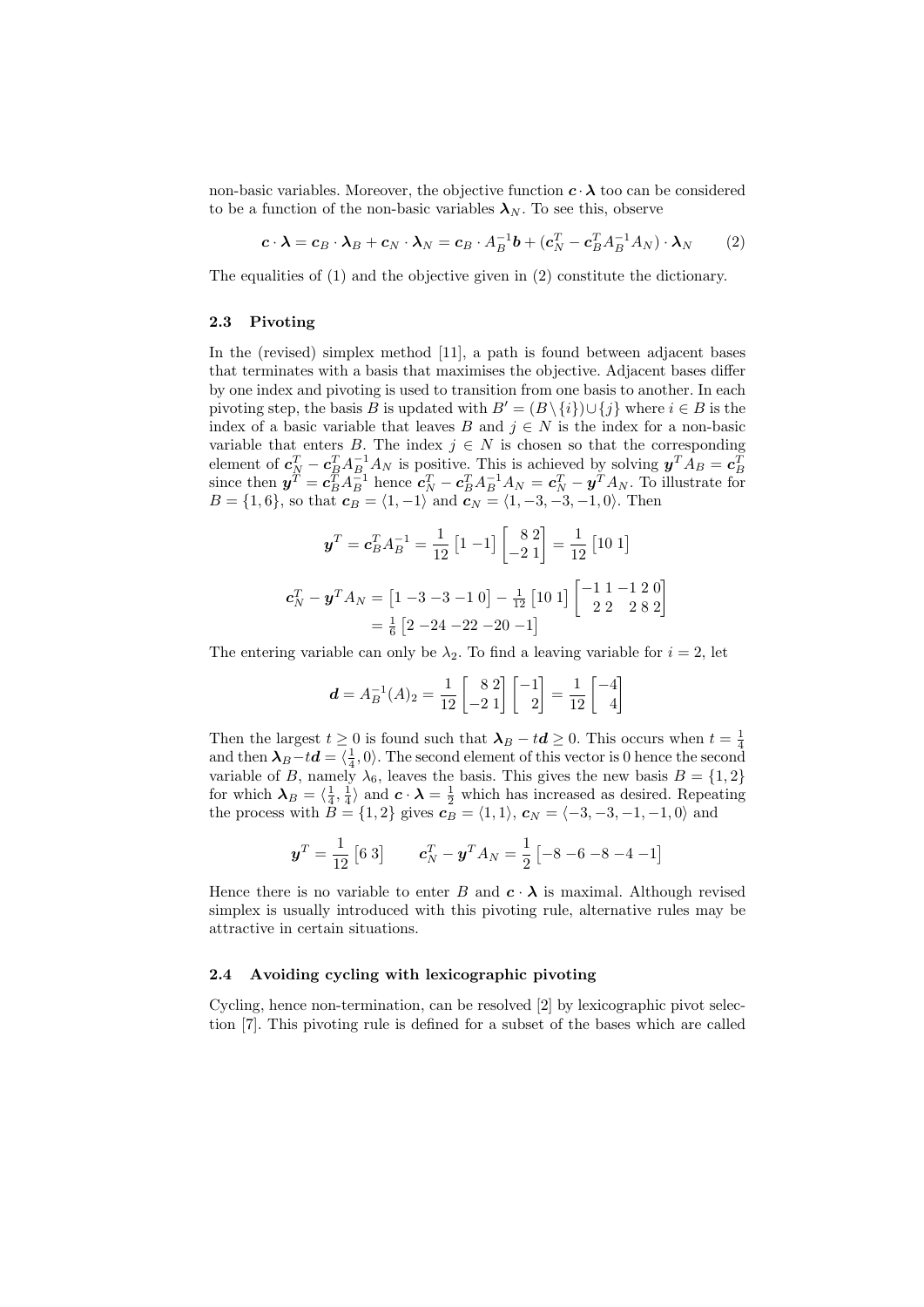non-basic variables. Moreover, the objective function $\boldsymbol{c} \cdot \boldsymbol{\lambda}$ too can be considered to be a function of the non-basic variables $\boldsymbol{\lambda}_N$. To see this, observe

$$\boldsymbol{c} \cdot \boldsymbol{\lambda} = \boldsymbol{c}_B \cdot \boldsymbol{\lambda}_B + \boldsymbol{c}_N \cdot \boldsymbol{\lambda}_N = \boldsymbol{c}_B \cdot A_B^{-1} \boldsymbol{b} + (\boldsymbol{c}_N^T - \boldsymbol{c}_B^T A_B^{-1} A_N) \cdot \boldsymbol{\lambda}_N \tag{2}$$

The equalities of (1) and the objective given in (2) constitute the dictionary.

### 2.3 Pivoting

In the (revised) simplex method [11], a path is found between adjacent bases that terminates with a basis that maximises the objective. Adjacent bases differ by one index and pivoting is used to transition from one basis to another. In each pivoting step, the basis $B$ is updated with $B' = (B \setminus \{i\}) \cup \{j\}$ where $i \in B$ is the index of a basic variable that leaves $B$ and $j \in N$ is the index for a non-basic variable that enters $B$. The index $j \in N$ is chosen so that the corresponding element of $\boldsymbol{c}_N^T - \boldsymbol{c}_B^T A_B^{-1} A_N$ is positive. This is achieved by solving $\boldsymbol{y}^T A_B = \boldsymbol{c}_B^T$ since then $\boldsymbol{y}^T = \boldsymbol{c}_B^T A_B^{-1}$ hence $\boldsymbol{c}_N^T - \boldsymbol{c}_B^T A_B^{-1} A_N = \boldsymbol{c}_N^T - \boldsymbol{y}^T A_N$. To illustrate for $B = \{1, 6\}$, so that $\boldsymbol{c}_B = \langle 1, -1 \rangle$ and $\boldsymbol{c}_N = \langle 1, -3, -3, -1, 0 \rangle$. Then

$$\boldsymbol{y}^T = \boldsymbol{c}_B^T A_B^{-1} = \frac{1}{12} \begin{bmatrix} 1 & -1 \end{bmatrix} \begin{bmatrix} 8 & 2 \\ -2 & 1 \end{bmatrix} = \frac{1}{12} \begin{bmatrix} 10 & 1 \end{bmatrix}$$

$$\begin{aligned} \boldsymbol{c}_N^T - \boldsymbol{y}^T A_N &= \begin{bmatrix} 1 & -3 & -3 & -1 & 0 \end{bmatrix} - \tfrac{1}{12} \begin{bmatrix} 10 & 1 \end{bmatrix} \begin{bmatrix} -1 & 1 & -1 & 2 & 0 \\ 2 & 2 & 2 & 8 & 2 \end{bmatrix} \\ &= \tfrac{1}{6} \begin{bmatrix} 2 & -24 & -22 & -20 & -1 \end{bmatrix} \end{aligned}$$

The entering variable can only be $\lambda_2$. To find a leaving variable for $i = 2$, let

$$\boldsymbol{d} = A_B^{-1} (A)_2 = \frac{1}{12} \begin{bmatrix} 8 & 2 \\ -2 & 1 \end{bmatrix} \begin{bmatrix} -1 \\ 2 \end{bmatrix} = \frac{1}{12} \begin{bmatrix} -4 \\ 4 \end{bmatrix}$$

Then the largest $t \geq 0$ is found such that $\boldsymbol{\lambda}_B - t\boldsymbol{d} \geq 0$. This occurs when $t = \frac{1}{4}$ and then $\boldsymbol{\lambda}_B - t\boldsymbol{d} = \langle \frac{1}{4}, 0 \rangle$. The second element of this vector is 0 hence the second variable of $B$, namely $\lambda_6$, leaves the basis. This gives the new basis $B = \{1, 2\}$ for which $\boldsymbol{\lambda}_B = \langle \frac{1}{4}, \frac{1}{4} \rangle$ and $\boldsymbol{c} \cdot \boldsymbol{\lambda} = \frac{1}{2}$ which has increased as desired. Repeating the process with $B = \{1, 2\}$ gives $\boldsymbol{c}_B = \langle 1, 1 \rangle$, $\boldsymbol{c}_N = \langle -3, -3, -1, -1, 0 \rangle$ and

$$\boldsymbol{y}^T = \frac{1}{12} \begin{bmatrix} 6 & 3 \end{bmatrix} \qquad \boldsymbol{c}_N^T - \boldsymbol{y}^T A_N = \frac{1}{2} \begin{bmatrix} -8 & -6 & -8 & -4 & -1 \end{bmatrix}$$

Hence there is no variable to enter $B$ and $\boldsymbol{c} \cdot \boldsymbol{\lambda}$ is maximal. Although revised simplex is usually introduced with this pivoting rule, alternative rules may be attractive in certain situations.

### 2.4 Avoiding cycling with lexicographic pivoting

Cycling, hence non-termination, can be resolved [2] by lexicographic pivot selection [7]. This pivoting rule is defined for a subset of the bases which are called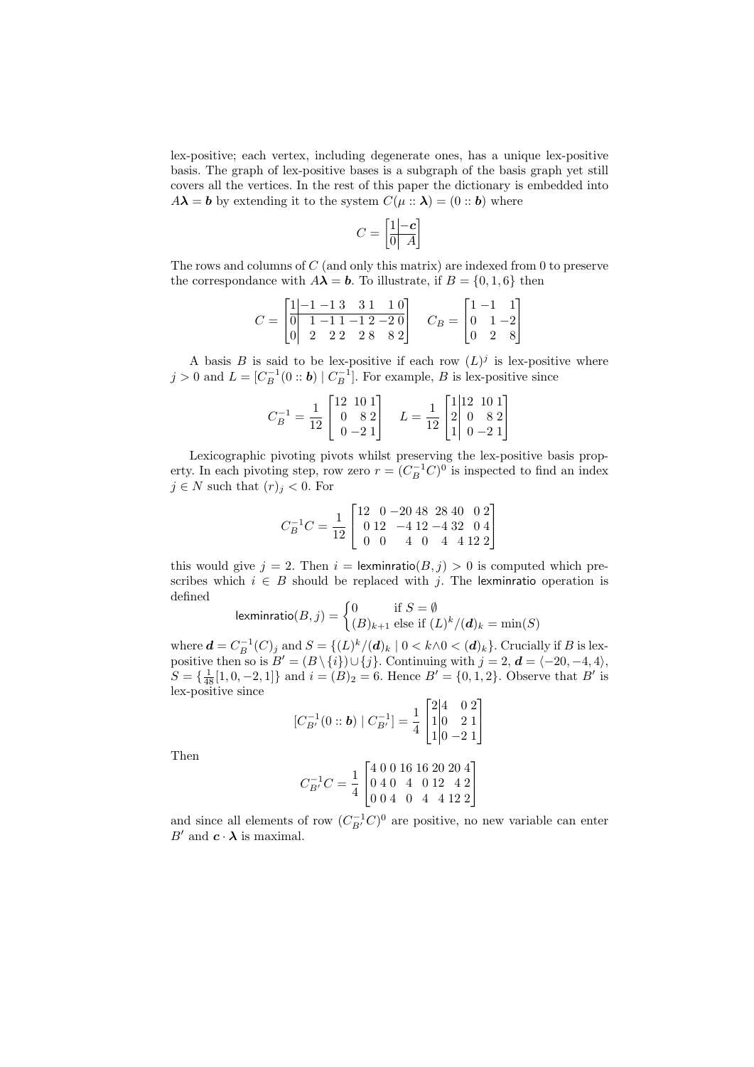lex-positive; each vertex, including degenerate ones, has a unique lex-positive basis. The graph of lex-positive bases is a subgraph of the basis graph yet still covers all the vertices. In the rest of this paper the dictionary is embedded into $A\boldsymbol{\lambda} = \boldsymbol{b}$ by extending it to the system $C(\mu :: \boldsymbol{\lambda}) = (0 :: \boldsymbol{b})$ where

$$C = \left[\begin{array}{c|c} 1 & -\boldsymbol{c} \\ \hline 0 & A \end{array}\right]$$

The rows and columns of $C$ (and only this matrix) are indexed from 0 to preserve the correspondance with $A\boldsymbol{\lambda} = \boldsymbol{b}$. To illustrate, if $B = \{0, 1, 6\}$ then

$$C = \left[\begin{array}{c|cccccccc} 1 & -1 & -1 & 3 & 3 & 1 & 1 & 0 \\ \hline 0 & 1 & -1 & 1 & -1 & 2 & -2 & 0 \\ 0 & 2 & 2 & 2 & 2 & 8 & 8 & 2 \end{array}\right] \quad C_B = \begin{bmatrix} 1 & -1 & 1 \\ 0 & 1 & -2 \\ 0 & 2 & 8 \end{bmatrix}$$

A basis $B$ is said to be lex-positive if each row $(L)^j$ is lex-positive where $j > 0$ and $L = [C_B^{-1}(0 :: \boldsymbol{b}) \mid C_B^{-1}]$. For example, $B$ is lex-positive since

$$C_B^{-1} = \frac{1}{12}\begin{bmatrix} 12 & 10 & 1 \\ 0 & 8 & 2 \\ 0 & -2 & 1 \end{bmatrix} \quad L = \frac{1}{12}\left[\begin{array}{c|ccc} 1 & 12 & 10 & 1 \\ 2 & 0 & 8 & 2 \\ 1 & 0 & -2 & 1 \end{array}\right]$$

Lexicographic pivoting pivots whilst preserving the lex-positive basis property. In each pivoting step, row zero $r = (C_B^{-1}C)^0$ is inspected to find an index $j \in N$ such that $(r)_j < 0$. For

$$C_B^{-1}C = \frac{1}{12}\begin{bmatrix} 12 & 0 & -20 & 48 & 28 & 40 & 0 & 2 \\ 0 & 12 & -4 & 12 & -4 & 32 & 0 & 4 \\ 0 & 0 & 4 & 0 & 4 & 4 & 12 & 2 \end{bmatrix}$$

this would give $j = 2$. Then $i = \mathsf{lexminratio}(B, j) > 0$ is computed which prescribes which $i \in B$ should be replaced with $j$. The $\mathsf{lexminratio}$ operation is defined

$$\mathsf{lexminratio}(B, j) = \begin{cases} 0 & \text{if } S = \emptyset \\ (B)_{k+1} & \text{else if } (L)^k/(\boldsymbol{d})_k = \min(S) \end{cases}$$

where $\boldsymbol{d} = C_B^{-1}(C)_j$ and $S = \{(L)^k/(\boldsymbol{d})_k \mid 0 < k \wedge 0 < (\boldsymbol{d})_k\}$. Crucially if $B$ is lex-positive then so is $B' = (B \setminus \{i\}) \cup \{j\}$. Continuing with $j = 2$, $\boldsymbol{d} = \langle -20, -4, 4 \rangle$, $S = \{\frac{1}{48}[1, 0, -2, 1]\}$ and $i = (B)_2 = 6$. Hence $B' = \{0, 1, 2\}$. Observe that $B'$ is lex-positive since

$$[C_{B'}^{-1}(0 :: \boldsymbol{b}) \mid C_{B'}^{-1}] = \frac{1}{4}\left[\begin{array}{c|ccc} 2 & 4 & 0 & 2 \\ 1 & 0 & 2 & 1 \\ 1 & 0 & -2 & 1 \end{array}\right]$$

Then

$$C_{B'}^{-1}C = \frac{1}{4}\begin{bmatrix} 4 & 0 & 0 & 16 & 16 & 20 & 20 & 4 \\ 0 & 4 & 0 & 4 & 0 & 12 & 4 & 2 \\ 0 & 0 & 4 & 0 & 4 & 4 & 12 & 2 \end{bmatrix}$$

and since all elements of row $(C_{B'}^{-1}C)^0$ are positive, no new variable can enter $B'$ and $\boldsymbol{c} \cdot \boldsymbol{\lambda}$ is maximal.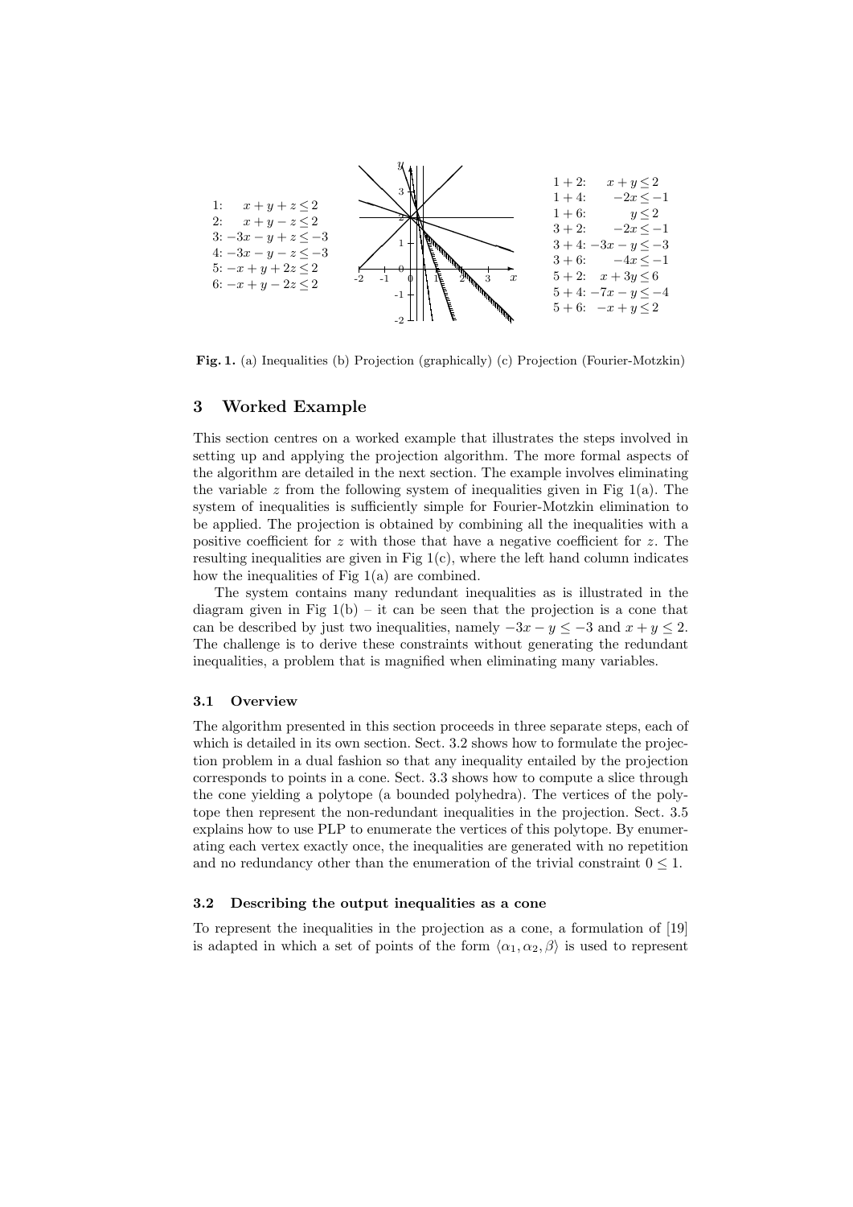1: $x + y + z \leq 2$
2: $x + y - z \leq 2$
3: $-3x - y + z \leq -3$
4: $-3x - y - z \leq -3$
5: $-x + y + 2z \leq 2$
6: $-x + y - 2z \leq 2$

1 + 2: $x + y \leq 2$
1 + 4: $-2x \leq -1$
1 + 6: $y \leq 2$
3 + 2: $-2x \leq -1$
3 + 4: $-3x - y \leq -3$
3 + 6: $-4x \leq -1$
5 + 2: $x + 3y \leq 6$
5 + 4: $-7x - y \leq -4$
5 + 6: $-x + y \leq 2$

**Fig. 1.** (a) Inequalities (b) Projection (graphically) (c) Projection (Fourier-Motzkin)

## 3 Worked Example

This section centres on a worked example that illustrates the steps involved in setting up and applying the projection algorithm. The more formal aspects of the algorithm are detailed in the next section. The example involves eliminating the variable $z$ from the following system of inequalities given in Fig 1(a). The system of inequalities is sufficiently simple for Fourier-Motzkin elimination to be applied. The projection is obtained by combining all the inequalities with a positive coefficient for $z$ with those that have a negative coefficient for $z$. The resulting inequalities are given in Fig 1(c), where the left hand column indicates how the inequalities of Fig 1(a) are combined.

The system contains many redundant inequalities as is illustrated in the diagram given in Fig 1(b) – it can be seen that the projection is a cone that can be described by just two inequalities, namely $-3x - y \leq -3$ and $x + y \leq 2$. The challenge is to derive these constraints without generating the redundant inequalities, a problem that is magnified when eliminating many variables.

### 3.1 Overview

The algorithm presented in this section proceeds in three separate steps, each of which is detailed in its own section. Sect. 3.2 shows how to formulate the projection problem in a dual fashion so that any inequality entailed by the projection corresponds to points in a cone. Sect. 3.3 shows how to compute a slice through the cone yielding a polytope (a bounded polyhedra). The vertices of the polytope then represent the non-redundant inequalities in the projection. Sect. 3.5 explains how to use PLP to enumerate the vertices of this polytope. By enumerating each vertex exactly once, the inequalities are generated with no repetition and no redundancy other than the enumeration of the trivial constraint $0 \leq 1$.

### 3.2 Describing the output inequalities as a cone

To represent the inequalities in the projection as a cone, a formulation of [19] is adapted in which a set of points of the form $\langle \alpha_1, \alpha_2, \beta \rangle$ is used to represent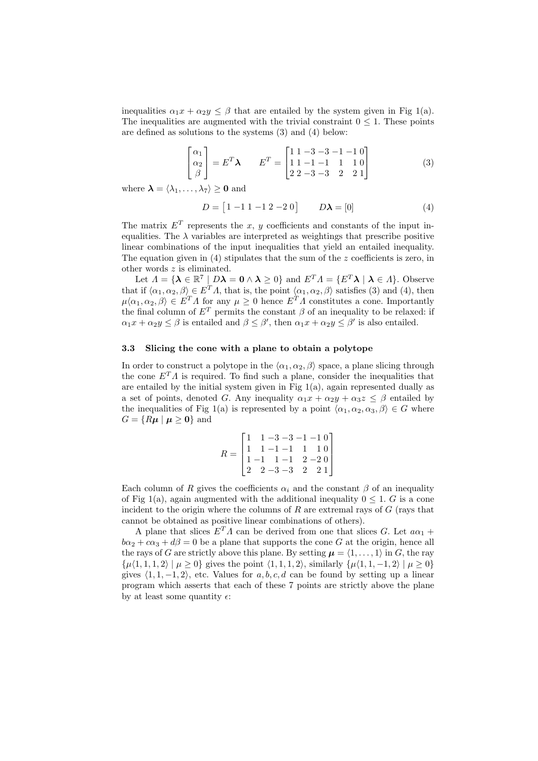inequalities $\alpha_1 x + \alpha_2 y \leq \beta$ that are entailed by the system given in Fig 1(a). The inequalities are augmented with the trivial constraint $0 \leq 1$. These points are defined as solutions to the systems (3) and (4) below:

$$\begin{bmatrix} \alpha_1 \\ \alpha_2 \\ \beta \end{bmatrix} = E^T \boldsymbol{\lambda} \qquad E^T = \begin{bmatrix} 1 & 1 & -3 & -3 & -1 & -1 & 0 \\ 1 & 1 & -1 & -1 & 1 & 1 & 0 \\ 2 & 2 & -3 & -3 & 2 & 2 & 1 \end{bmatrix} \tag{3}$$

where $\boldsymbol{\lambda} = \langle \lambda_1, \ldots, \lambda_7 \rangle \geq \mathbf{0}$ and

$$D = \begin{bmatrix} 1 & -1 & 1 & -1 & 2 & -2 & 0 \end{bmatrix} \qquad D\boldsymbol{\lambda} = [0] \tag{4}$$

The matrix $E^T$ represents the $x$, $y$ coefficients and constants of the input inequalities. The $\lambda$ variables are interpreted as weightings that prescribe positive linear combinations of the input inequalities that yield an entailed inequality. The equation given in (4) stipulates that the sum of the $z$ coefficients is zero, in other words $z$ is eliminated.

Let $\Lambda = \{\boldsymbol{\lambda} \in \mathbb{R}^7 \mid D\boldsymbol{\lambda} = \mathbf{0} \wedge \boldsymbol{\lambda} \geq 0\}$ and $E^T\Lambda = \{E^T\boldsymbol{\lambda} \mid \boldsymbol{\lambda} \in \Lambda\}$. Observe that if $\langle \alpha_1, \alpha_2, \beta \rangle \in E^T\Lambda$, that is, the point $\langle \alpha_1, \alpha_2, \beta \rangle$ satisfies (3) and (4), then $\mu\langle \alpha_1, \alpha_2, \beta \rangle \in E^T\Lambda$ for any $\mu \geq 0$ hence $E^T\Lambda$ constitutes a cone. Importantly the final column of $E^T$ permits the constant $\beta$ of an inequality to be relaxed: if $\alpha_1 x + \alpha_2 y \leq \beta$ is entailed and $\beta \leq \beta'$, then $\alpha_1 x + \alpha_2 y \leq \beta'$ is also entailed.

### 3.3 Slicing the cone with a plane to obtain a polytope

In order to construct a polytope in the $\langle \alpha_1, \alpha_2, \beta \rangle$ space, a plane slicing through the cone $E^T\Lambda$ is required. To find such a plane, consider the inequalities that are entailed by the initial system given in Fig 1(a), again represented dually as a set of points, denoted $G$. Any inequality $\alpha_1 x + \alpha_2 y + \alpha_3 z \leq \beta$ entailed by the inequalities of Fig 1(a) is represented by a point $\langle \alpha_1, \alpha_2, \alpha_3, \beta \rangle \in G$ where $G = \{R\boldsymbol{\mu} \mid \boldsymbol{\mu} \geq \mathbf{0}\}$ and

$$R = \begin{bmatrix} 1 & 1 & -3 & -3 & -1 & -1 & 0 \\ 1 & 1 & -1 & -1 & 1 & 1 & 0 \\ 1 & -1 & 1 & -1 & 2 & -2 & 0 \\ 2 & 2 & -3 & -3 & 2 & 2 & 1 \end{bmatrix}$$

Each column of $R$ gives the coefficients $\alpha_i$ and the constant $\beta$ of an inequality of Fig 1(a), again augmented with the additional inequality $0 \leq 1$. $G$ is a cone incident to the origin where the columns of $R$ are extremal rays of $G$ (rays that cannot be obtained as positive linear combinations of others).

A plane that slices $E^T\Lambda$ can be derived from one that slices $G$. Let $a\alpha_1 + b\alpha_2 + c\alpha_3 + d\beta = 0$ be a plane that supports the cone $G$ at the origin, hence all the rays of $G$ are strictly above this plane. By setting $\boldsymbol{\mu} = \langle 1, \ldots, 1 \rangle$ in $G$, the ray $\{\mu\langle 1, 1, 1, 2 \rangle \mid \mu \geq 0\}$ gives the point $\langle 1, 1, 1, 2 \rangle$, similarly $\{\mu\langle 1, 1, -1, 2 \rangle \mid \mu \geq 0\}$ gives $\langle 1, 1, -1, 2 \rangle$, etc. Values for $a, b, c, d$ can be found by setting up a linear program which asserts that each of these 7 points are strictly above the plane by at least some quantity $\epsilon$: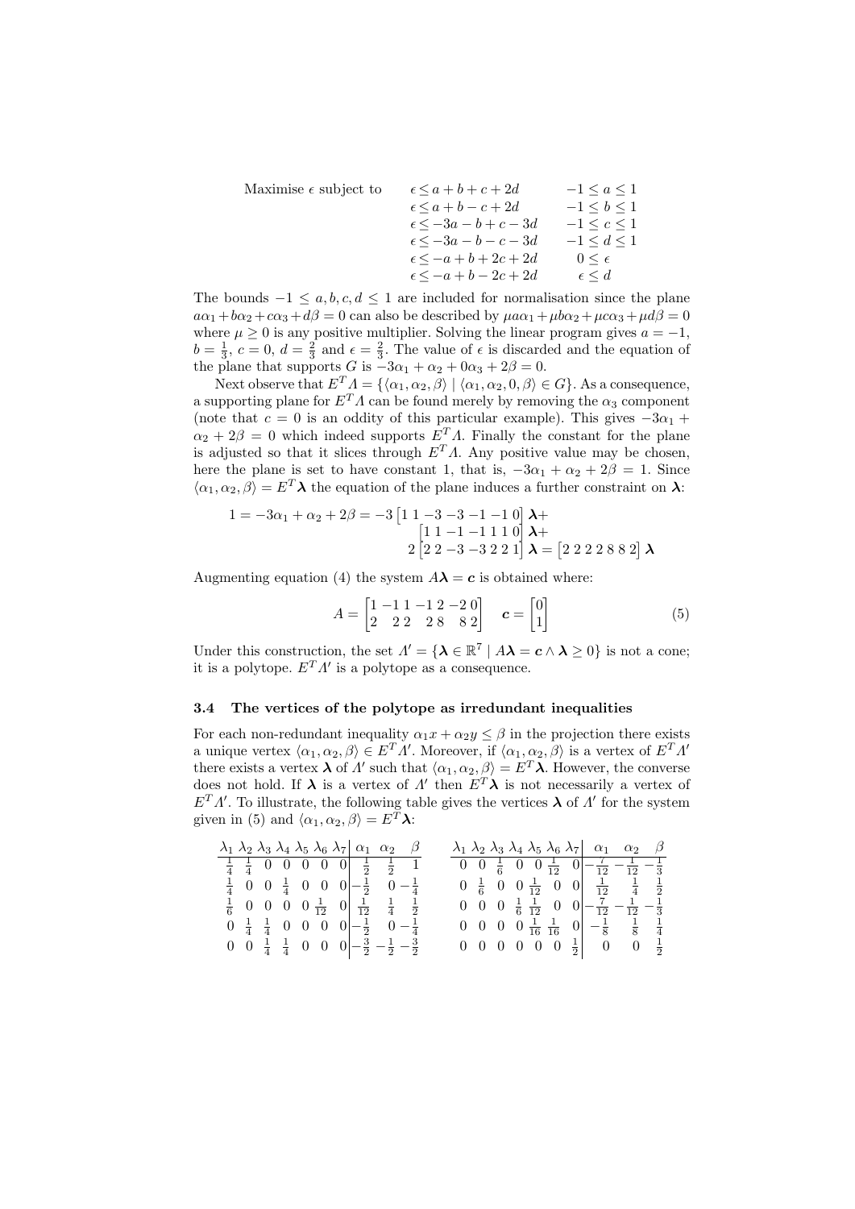$$
\text{Maximise } \epsilon \text{ subject to} \quad
\begin{array}{ll}
\epsilon \leq a + b + c + 2d & -1 \leq a \leq 1 \\
\epsilon \leq a + b - c + 2d & -1 \leq b \leq 1 \\
\epsilon \leq -3a - b + c - 3d & -1 \leq c \leq 1 \\
\epsilon \leq -3a - b - c - 3d & -1 \leq d \leq 1 \\
\epsilon \leq -a + b + 2c + 2d & 0 \leq \epsilon \\
\epsilon \leq -a + b - 2c + 2d & \epsilon \leq d
\end{array}
$$

The bounds $-1 \leq a, b, c, d \leq 1$ are included for normalisation since the plane $a\alpha_1 + b\alpha_2 + c\alpha_3 + d\beta = 0$ can also be described by $\mu a\alpha_1 + \mu b\alpha_2 + \mu c\alpha_3 + \mu d\beta = 0$ where $\mu \geq 0$ is any positive multiplier. Solving the linear program gives $a = -1$, $b = \frac{1}{3}$, $c = 0$, $d = \frac{2}{3}$ and $\epsilon = \frac{2}{3}$. The value of $\epsilon$ is discarded and the equation of the plane that supports $G$ is $-3\alpha_1 + \alpha_2 + 0\alpha_3 + 2\beta = 0$.

Next observe that $E^T\Lambda = \{\langle \alpha_1, \alpha_2, \beta\rangle \mid \langle \alpha_1, \alpha_2, 0, \beta\rangle \in G\}$. As a consequence, a supporting plane for $E^T\Lambda$ can be found merely by removing the $\alpha_3$ component (note that $c = 0$ is an oddity of this particular example). This gives $-3\alpha_1 + \alpha_2 + 2\beta = 0$ which indeed supports $E^T\Lambda$. Finally the constant for the plane is adjusted so that it slices through $E^T\Lambda$. Any positive value may be chosen, here the plane is set to have constant 1, that is, $-3\alpha_1 + \alpha_2 + 2\beta = 1$. Since $\langle \alpha_1, \alpha_2, \beta\rangle = E^T\boldsymbol{\lambda}$ the equation of the plane induces a further constraint on $\boldsymbol{\lambda}$:

$$
\begin{aligned}
1 = -3\alpha_1 + \alpha_2 + 2\beta = -3 &\begin{bmatrix} 1 & 1 & -3 & -3 & -1 & -1 & 0 \end{bmatrix} \boldsymbol{\lambda} + \\
&\begin{bmatrix} 1 & 1 & -1 & -1 & 1 & 1 & 0 \end{bmatrix} \boldsymbol{\lambda} + \\
2 &\begin{bmatrix} 2 & 2 & -3 & -3 & 2 & 2 & 1 \end{bmatrix} \boldsymbol{\lambda} = \begin{bmatrix} 2 & 2 & 2 & 2 & 8 & 8 & 2 \end{bmatrix} \boldsymbol{\lambda}
\end{aligned}
$$

Augmenting equation (4) the system $A\boldsymbol{\lambda} = \boldsymbol{c}$ is obtained where:

$$
A = \begin{bmatrix} 1 & -1 & 1 & -1 & 2 & -2 & 0 \\ 2 & 2 & 2 & 2 & 8 & 8 & 2 \end{bmatrix} \quad \boldsymbol{c} = \begin{bmatrix} 0 \\ 1 \end{bmatrix} \tag{5}
$$

Under this construction, the set $\Lambda' = \{\boldsymbol{\lambda} \in \mathbb{R}^7 \mid A\boldsymbol{\lambda} = \boldsymbol{c} \wedge \boldsymbol{\lambda} \geq 0\}$ is not a cone; it is a polytope. $E^T\Lambda'$ is a polytope as a consequence.

### 3.4 The vertices of the polytope as irredundant inequalities

For each non-redundant inequality $\alpha_1 x + \alpha_2 y \leq \beta$ in the projection there exists a unique vertex $\langle \alpha_1, \alpha_2, \beta\rangle \in E^T\Lambda'$. Moreover, if $\langle \alpha_1, \alpha_2, \beta\rangle$ is a vertex of $E^T\Lambda'$ there exists a vertex $\boldsymbol{\lambda}$ of $\Lambda'$ such that $\langle \alpha_1, \alpha_2, \beta\rangle = E^T\boldsymbol{\lambda}$. However, the converse does not hold. If $\boldsymbol{\lambda}$ is a vertex of $\Lambda'$ then $E^T\boldsymbol{\lambda}$ is not necessarily a vertex of $E^T\Lambda'$. To illustrate, the following table gives the vertices $\boldsymbol{\lambda}$ of $\Lambda'$ for the system given in (5) and $\langle \alpha_1, \alpha_2, \beta\rangle = E^T\boldsymbol{\lambda}$:

| $\lambda_1$ | $\lambda_2$ | $\lambda_3$ | $\lambda_4$ | $\lambda_5$ | $\lambda_6$ | $\lambda_7$ | $\alpha_1$ | $\alpha_2$ | $\beta$ |
|---|---|---|---|---|---|---|---|---|---|
| $\frac{1}{4}$ | $\frac{1}{4}$ | 0 | 0 | 0 | 0 | 0 | $\frac{1}{2}$ | $\frac{1}{2}$ | 1 |
| $\frac{1}{4}$ | 0 | 0 | $\frac{1}{4}$ | 0 | 0 | 0 | $-\frac{1}{2}$ | 0 | $-\frac{1}{4}$ |
| $\frac{1}{6}$ | 0 | 0 | 0 | 0 | $\frac{1}{12}$ | 0 | $\frac{1}{12}$ | $\frac{1}{4}$ | $\frac{1}{2}$ |
| 0 | $\frac{1}{4}$ | $\frac{1}{4}$ | 0 | 0 | 0 | 0 | $-\frac{1}{2}$ | 0 | $-\frac{1}{4}$ |
| 0 | 0 | $\frac{1}{4}$ | $\frac{1}{4}$ | 0 | 0 | 0 | $-\frac{3}{2}$ | $-\frac{1}{2}$ | $-\frac{3}{2}$ |
| 0 | 0 | $\frac{1}{6}$ | 0 | 0 | $\frac{1}{12}$ | 0 | $-\frac{7}{12}$ | $-\frac{1}{12}$ | $-\frac{1}{3}$ |
| 0 | $\frac{1}{6}$ | 0 | 0 | $\frac{1}{12}$ | 0 | 0 | $\frac{1}{12}$ | $\frac{1}{4}$ | $\frac{1}{2}$ |
| 0 | 0 | 0 | $\frac{1}{6}$ | $\frac{1}{12}$ | 0 | 0 | $-\frac{7}{12}$ | $-\frac{1}{12}$ | $-\frac{1}{3}$ |
| 0 | 0 | 0 | 0 | $\frac{1}{16}$ | $\frac{1}{16}$ | 0 | $-\frac{1}{8}$ | $\frac{1}{8}$ | $\frac{1}{4}$ |
| 0 | 0 | 0 | 0 | 0 | 0 | $\frac{1}{2}$ | 0 | 0 | $\frac{1}{2}$ |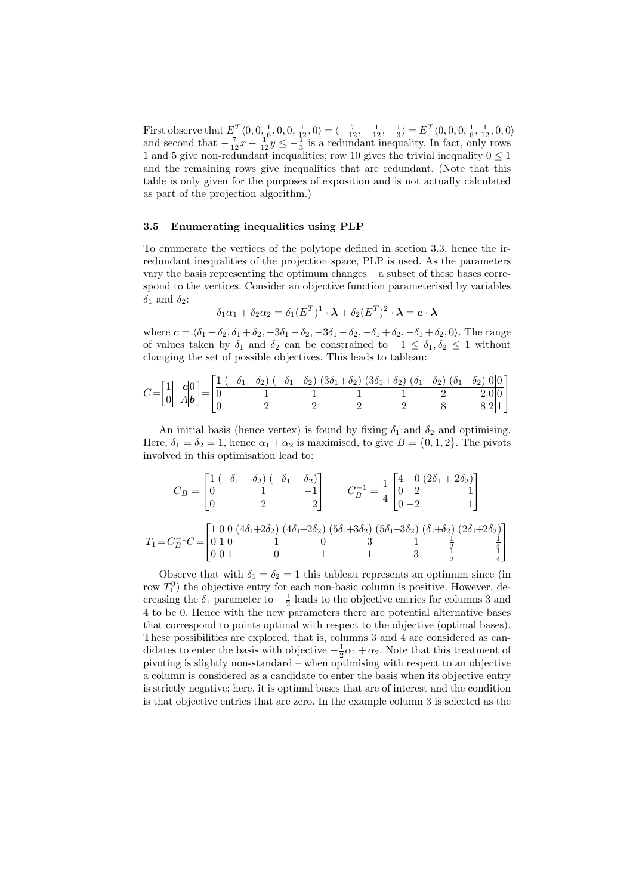First observe that $E^T\langle 0, 0, \frac{1}{6}, 0, 0, \frac{1}{12}, 0\rangle = \langle -\frac{7}{12}, -\frac{1}{12}, -\frac{1}{3}\rangle = E^T\langle 0, 0, 0, \frac{1}{6}, \frac{1}{12}, 0, 0\rangle$ and second that $-\frac{7}{12}x - \frac{1}{12}y \leq -\frac{1}{3}$ is a redundant inequality. In fact, only rows 1 and 5 give non-redundant inequalities; row 10 gives the trivial inequality $0 \leq 1$ and the remaining rows give inequalities that are redundant. (Note that this table is only given for the purposes of exposition and is not actually calculated as part of the projection algorithm.)

### 3.5 Enumerating inequalities using PLP

To enumerate the vertices of the polytope defined in section 3.3, hence the irredundant inequalities of the projection space, PLP is used. As the parameters vary the basis representing the optimum changes – a subset of these bases correspond to the vertices. Consider an objective function parameterised by variables $\delta_1$ and $\delta_2$:

$$\delta_1\alpha_1 + \delta_2\alpha_2 = \delta_1(E^T)^1 \cdot \boldsymbol{\lambda} + \delta_2(E^T)^2 \cdot \boldsymbol{\lambda} = \boldsymbol{c} \cdot \boldsymbol{\lambda}$$

where $\boldsymbol{c} = \langle \delta_1+\delta_2, \delta_1+\delta_2, -3\delta_1-\delta_2, -3\delta_1-\delta_2, -\delta_1+\delta_2, -\delta_1+\delta_2, 0\rangle$. The range of values taken by $\delta_1$ and $\delta_2$ can be constrained to $-1 \leq \delta_1, \delta_2 \leq 1$ without changing the set of possible objectives. This leads to tableau:

$$C = \left[\begin{array}{c|c|c} 1 & -\boldsymbol{c} & 0 \\ 0 & A & \boldsymbol{b} \end{array}\right] = \left[\begin{array}{c|ccccccc|c} 1 & (-\delta_1-\delta_2) & (-\delta_1-\delta_2) & (3\delta_1+\delta_2) & (3\delta_1+\delta_2) & (\delta_1-\delta_2) & (\delta_1-\delta_2) & 0 & 0 \\ \hline 0 & 1 & -1 & 1 & -1 & 2 & -2 & 0 & 0 \\ 0 & 2 & 2 & 2 & 2 & 8 & 8 & 2 & 1 \end{array}\right]$$

An initial basis (hence vertex) is found by fixing $\delta_1$ and $\delta_2$ and optimising. Here, $\delta_1 = \delta_2 = 1$, hence $\alpha_1 + \alpha_2$ is maximised, to give $B = \{0, 1, 2\}$. The pivots involved in this optimisation lead to:

$$C_B = \begin{bmatrix} 1 & (-\delta_1-\delta_2) & (-\delta_1-\delta_2) \\ 0 & 1 & -1 \\ 0 & 2 & 2 \end{bmatrix} \qquad C_B^{-1} = \frac{1}{4}\begin{bmatrix} 4 & 0 & (2\delta_1+2\delta_2) \\ 0 & 2 & 1 \\ 0 & -2 & 1 \end{bmatrix}$$

$$T_1 = C_B^{-1}C = \begin{bmatrix} 1 & 0 & 0 & (4\delta_1+2\delta_2) & (4\delta_1+2\delta_2) & (5\delta_1+3\delta_2) & (5\delta_1+3\delta_2) & (\delta_1+\delta_2) & (2\delta_1+2\delta_2) \\ 0 & 1 & 0 & 1 & 0 & 3 & 1 & \frac{1}{2} & \frac{1}{4} \\ 0 & 0 & 1 & 0 & 1 & 1 & 3 & \frac{1}{2} & \frac{1}{4} \end{bmatrix}$$

Observe that with $\delta_1 = \delta_2 = 1$ this tableau represents an optimum since (in row $T_1^0$) the objective entry for each non-basic column is positive. However, decreasing the $\delta_1$ parameter to $-\frac{1}{2}$ leads to the objective entries for columns 3 and 4 to be 0. Hence with the new parameters there are potential alternative bases that correspond to points optimal with respect to the objective (optimal bases). These possibilities are explored, that is, columns 3 and 4 are considered as candidates to enter the basis with objective $-\frac{1}{2}\alpha_1 + \alpha_2$. Note that this treatment of pivoting is slightly non-standard – when optimising with respect to an objective a column is considered as a candidate to enter the basis when its objective entry is strictly negative; here, it is optimal bases that are of interest and the condition is that objective entries that are zero. In the example column 3 is selected as the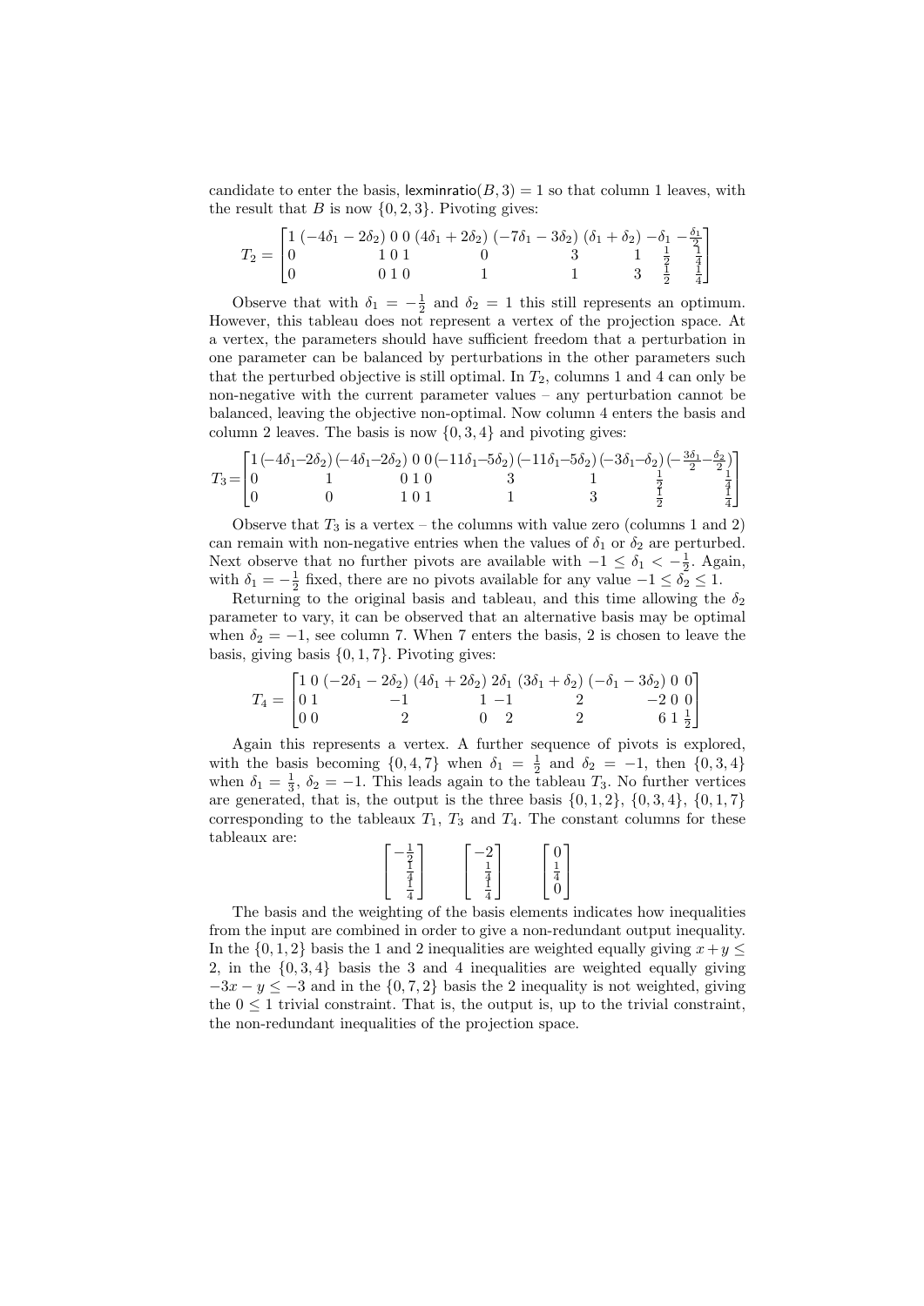candidate to enter the basis, $\mathsf{lexminratio}(B, 3) = 1$ so that column 1 leaves, with the result that $B$ is now $\{0, 2, 3\}$. Pivoting gives:

$$T_2 = \begin{bmatrix} 1 & (-4\delta_1 - 2\delta_2) & 0 & 0 & (4\delta_1 + 2\delta_2) & (-7\delta_1 - 3\delta_2) & (\delta_1 + \delta_2) & -\delta_1 & -\frac{\delta_1}{2} \\ 0 & 1 & 0 & 1 & 0 & 3 & 1 & \frac{1}{2} & \frac{1}{4} \\ 0 & 0 & 1 & 0 & 1 & 1 & 3 & \frac{1}{2} & \frac{1}{4} \end{bmatrix}$$

Observe that with $\delta_1 = -\frac{1}{2}$ and $\delta_2 = 1$ this still represents an optimum. However, this tableau does not represent a vertex of the projection space. At a vertex, the parameters should have sufficient freedom that a perturbation in one parameter can be balanced by perturbations in the other parameters such that the perturbed objective is still optimal. In $T_2$, columns 1 and 4 can only be non-negative with the current parameter values – any perturbation cannot be balanced, leaving the objective non-optimal. Now column 4 enters the basis and column 2 leaves. The basis is now $\{0, 3, 4\}$ and pivoting gives:

$$T_3 = \begin{bmatrix} 1 & (-4\delta_1 - 2\delta_2) & (-4\delta_1 - 2\delta_2) & 0 & 0 & (-11\delta_1 - 5\delta_2) & (-11\delta_1 - 5\delta_2) & (-3\delta_1 - \delta_2) & (-\frac{3\delta_1}{2} - \frac{\delta_2}{2}) \\ 0 & 1 & 0 & 1 & 0 & 3 & 1 & \frac{1}{2} & \frac{1}{4} \\ 0 & 0 & 1 & 0 & 1 & 1 & 3 & \frac{1}{2} & \frac{1}{4} \end{bmatrix}$$

Observe that $T_3$ is a vertex – the columns with value zero (columns 1 and 2) can remain with non-negative entries when the values of $\delta_1$ or $\delta_2$ are perturbed. Next observe that no further pivots are available with $-1 \leq \delta_1 < -\frac{1}{2}$. Again, with $\delta_1 = -\frac{1}{2}$ fixed, there are no pivots available for any value $-1 \leq \delta_2 \leq 1$.

Returning to the original basis and tableau, and this time allowing the $\delta_2$ parameter to vary, it can be observed that an alternative basis may be optimal when $\delta_2 = -1$, see column 7. When 7 enters the basis, 2 is chosen to leave the basis, giving basis $\{0, 1, 7\}$. Pivoting gives:

$$T_4 = \begin{bmatrix} 1 & 0 & (-2\delta_1 - 2\delta_2) & (4\delta_1 + 2\delta_2) & 2\delta_1 & (3\delta_1 + \delta_2) & (-\delta_1 - 3\delta_2) & 0 & 0 \\ 0 & 1 & -1 & 1 & -1 & 2 & -2 & 0 & 0 \\ 0 & 0 & 2 & 0 & 2 & 2 & 6 & 1 & \frac{1}{2} \end{bmatrix}$$

Again this represents a vertex. A further sequence of pivots is explored, with the basis becoming $\{0, 4, 7\}$ when $\delta_1 = \frac{1}{2}$ and $\delta_2 = -1$, then $\{0, 3, 4\}$ when $\delta_1 = \frac{1}{3}$, $\delta_2 = -1$. This leads again to the tableau $T_3$. No further vertices are generated, that is, the output is the three basis $\{0, 1, 2\}$, $\{0, 3, 4\}$, $\{0, 1, 7\}$ corresponding to the tableaux $T_1$, $T_3$ and $T_4$. The constant columns for these tableaux are:

$$\begin{bmatrix} -\frac{1}{2} \\ \frac{1}{4} \\ \frac{1}{4} \end{bmatrix} \qquad \begin{bmatrix} -2 \\ \frac{1}{4} \\ \frac{1}{4} \end{bmatrix} \qquad \begin{bmatrix} 0 \\ \frac{1}{4} \\ 0 \end{bmatrix}$$

The basis and the weighting of the basis elements indicates how inequalities from the input are combined in order to give a non-redundant output inequality. In the $\{0, 1, 2\}$ basis the 1 and 2 inequalities are weighted equally giving $x + y \leq 2$, in the $\{0, 3, 4\}$ basis the 3 and 4 inequalities are weighted equally giving $-3x - y \leq -3$ and in the $\{0, 7, 2\}$ basis the 2 inequality is not weighted, giving the $0 \leq 1$ trivial constraint. That is, the output is, up to the trivial constraint, the non-redundant inequalities of the projection space.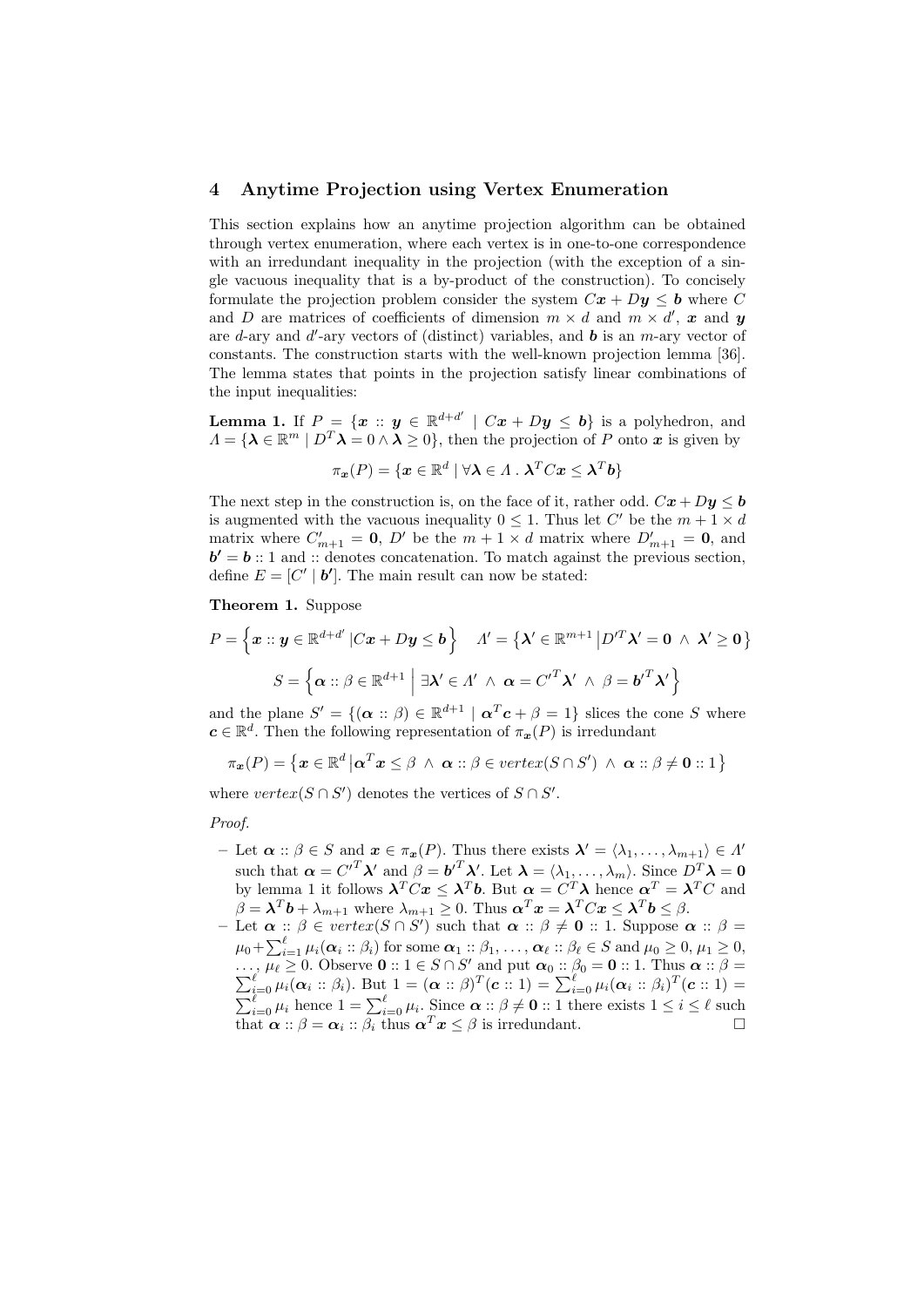## 4 Anytime Projection using Vertex Enumeration

This section explains how an anytime projection algorithm can be obtained through vertex enumeration, where each vertex is in one-to-one correspondence with an irredundant inequality in the projection (with the exception of a single vacuous inequality that is a by-product of the construction). To concisely formulate the projection problem consider the system $C\boldsymbol{x} + D\boldsymbol{y} \leq \boldsymbol{b}$ where $C$ and $D$ are matrices of coefficients of dimension $m \times d$ and $m \times d'$, $\boldsymbol{x}$ and $\boldsymbol{y}$ are $d$-ary and $d'$-ary vectors of (distinct) variables, and $\boldsymbol{b}$ is an $m$-ary vector of constants. The construction starts with the well-known projection lemma [36]. The lemma states that points in the projection satisfy linear combinations of the input inequalities:

**Lemma 1.** If $P = \{\boldsymbol{x} :: \boldsymbol{y} \in \mathbb{R}^{d+d'} \mid C\boldsymbol{x} + D\boldsymbol{y} \leq \boldsymbol{b}\}$ is a polyhedron, and $\Lambda = \{\boldsymbol{\lambda} \in \mathbb{R}^m \mid D^T\boldsymbol{\lambda} = 0 \wedge \boldsymbol{\lambda} \geq 0\}$, then the projection of $P$ onto $\boldsymbol{x}$ is given by

$$\pi_{\boldsymbol{x}}(P) = \{\boldsymbol{x} \in \mathbb{R}^d \mid \forall \boldsymbol{\lambda} \in \Lambda \,.\, \boldsymbol{\lambda}^T C\boldsymbol{x} \leq \boldsymbol{\lambda}^T\boldsymbol{b}\}$$

The next step in the construction is, on the face of it, rather odd. $C\boldsymbol{x} + D\boldsymbol{y} \leq \boldsymbol{b}$ is augmented with the vacuous inequality $0 \leq 1$. Thus let $C'$ be the $m+1 \times d$ matrix where $C'_{m+1} = \boldsymbol{0}$, $D'$ be the $m+1 \times d$ matrix where $D'_{m+1} = \boldsymbol{0}$, and $\boldsymbol{b}' = \boldsymbol{b} :: 1$ and $::$ denotes concatenation. To match against the previous section, define $E = [C' \mid \boldsymbol{b}']$. The main result can now be stated:

**Theorem 1.** Suppose

$$P = \left\{\boldsymbol{x} :: \boldsymbol{y} \in \mathbb{R}^{d+d'} \,\middle|\, C\boldsymbol{x} + D\boldsymbol{y} \leq \boldsymbol{b}\right\} \quad \Lambda' = \left\{\boldsymbol{\lambda}' \in \mathbb{R}^{m+1} \,\middle|\, D'^T\boldsymbol{\lambda}' = \boldsymbol{0} \,\wedge\, \boldsymbol{\lambda}' \geq \boldsymbol{0}\right\}$$

$$S = \left\{\boldsymbol{\alpha} :: \beta \in \mathbb{R}^{d+1} \,\middle|\, \exists \boldsymbol{\lambda}' \in \Lambda' \,\wedge\, \boldsymbol{\alpha} = {C'}^T\boldsymbol{\lambda}' \,\wedge\, \beta = {\boldsymbol{b}'}^T\boldsymbol{\lambda}'\right\}$$

and the plane $S' = \{(\boldsymbol{\alpha} :: \beta) \in \mathbb{R}^{d+1} \mid \boldsymbol{\alpha}^T\boldsymbol{c} + \beta = 1\}$ slices the cone $S$ where $\boldsymbol{c} \in \mathbb{R}^d$. Then the following representation of $\pi_{\boldsymbol{x}}(P)$ is irredundant

$$\pi_{\boldsymbol{x}}(P) = \left\{\boldsymbol{x} \in \mathbb{R}^d \,\middle|\, \boldsymbol{\alpha}^T\boldsymbol{x} \leq \beta \,\wedge\, \boldsymbol{\alpha} :: \beta \in vertex(S \cap S') \,\wedge\, \boldsymbol{\alpha} :: \beta \neq \boldsymbol{0} :: 1\right\}$$

where $vertex(S \cap S')$ denotes the vertices of $S \cap S'$.

*Proof.*

- Let $\boldsymbol{\alpha} :: \beta \in S$ and $\boldsymbol{x} \in \pi_{\boldsymbol{x}}(P)$. Thus there exists $\boldsymbol{\lambda}' = \langle \lambda_1, \ldots, \lambda_{m+1}\rangle \in \Lambda'$ such that $\boldsymbol{\alpha} = {C'}^T\boldsymbol{\lambda}'$ and $\beta = {\boldsymbol{b}'}^T\boldsymbol{\lambda}'$. Let $\boldsymbol{\lambda} = \langle \lambda_1, \ldots, \lambda_m\rangle$. Since $D^T\boldsymbol{\lambda} = \boldsymbol{0}$ by lemma 1 it follows $\boldsymbol{\lambda}^T C\boldsymbol{x} \leq \boldsymbol{\lambda}^T\boldsymbol{b}$. But $\boldsymbol{\alpha} = C^T\boldsymbol{\lambda}$ hence $\boldsymbol{\alpha}^T = \boldsymbol{\lambda}^T C$ and $\beta = \boldsymbol{\lambda}^T\boldsymbol{b} + \lambda_{m+1}$ where $\lambda_{m+1} \geq 0$. Thus $\boldsymbol{\alpha}^T\boldsymbol{x} = \boldsymbol{\lambda}^T C\boldsymbol{x} \leq \boldsymbol{\lambda}^T\boldsymbol{b} \leq \beta$.
- Let $\boldsymbol{\alpha} :: \beta \in vertex(S \cap S')$ such that $\boldsymbol{\alpha} :: \beta \neq \boldsymbol{0} :: 1$. Suppose $\boldsymbol{\alpha} :: \beta = \mu_0 + \sum_{i=1}^{\ell} \mu_i(\boldsymbol{\alpha}_i :: \beta_i)$ for some $\boldsymbol{\alpha}_1 :: \beta_1, \ldots, \boldsymbol{\alpha}_\ell :: \beta_\ell \in S$ and $\mu_0 \geq 0$, $\mu_1 \geq 0$, $\ldots$, $\mu_\ell \geq 0$. Observe $\boldsymbol{0} :: 1 \in S \cap S'$ and put $\boldsymbol{\alpha}_0 :: \beta_0 = \boldsymbol{0} :: 1$. Thus $\boldsymbol{\alpha} :: \beta = \sum_{i=0}^{\ell} \mu_i(\boldsymbol{\alpha}_i :: \beta_i)$. But $1 = (\boldsymbol{\alpha} :: \beta)^T(\boldsymbol{c} :: 1) = \sum_{i=0}^{\ell} \mu_i(\boldsymbol{\alpha}_i :: \beta_i)^T(\boldsymbol{c} :: 1) = \sum_{i=0}^{\ell} \mu_i$ hence $1 = \sum_{i=0}^{\ell} \mu_i$. Since $\boldsymbol{\alpha} :: \beta \neq \boldsymbol{0} :: 1$ there exists $1 \leq i \leq \ell$ such that $\boldsymbol{\alpha} :: \beta = \boldsymbol{\alpha}_i :: \beta_i$ thus $\boldsymbol{\alpha}^T\boldsymbol{x} \leq \beta$ is irredundant. □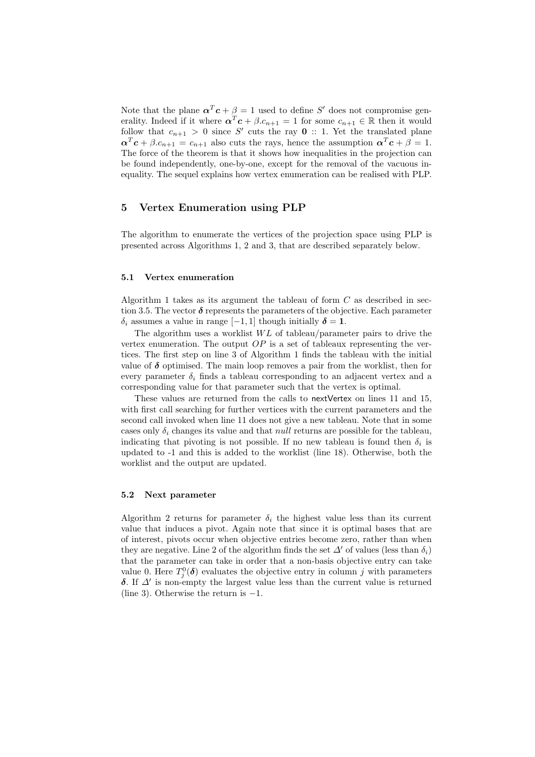Note that the plane $\boldsymbol{\alpha}^T \boldsymbol{c} + \beta = 1$ used to define $S'$ does not compromise generality. Indeed if it where $\boldsymbol{\alpha}^T \boldsymbol{c} + \beta.c_{n+1} = 1$ for some $c_{n+1} \in \mathbb{R}$ then it would follow that $c_{n+1} > 0$ since $S'$ cuts the ray $\mathbf{0} :: 1$. Yet the translated plane $\boldsymbol{\alpha}^T \boldsymbol{c} + \beta.c_{n+1} = c_{n+1}$ also cuts the rays, hence the assumption $\boldsymbol{\alpha}^T \boldsymbol{c} + \beta = 1$. The force of the theorem is that it shows how inequalities in the projection can be found independently, one-by-one, except for the removal of the vacuous inequality. The sequel explains how vertex enumeration can be realised with PLP.

## 5 Vertex Enumeration using PLP

The algorithm to enumerate the vertices of the projection space using PLP is presented across Algorithms 1, 2 and 3, that are described separately below.

### 5.1 Vertex enumeration

Algorithm 1 takes as its argument the tableau of form $C$ as described in section 3.5. The vector $\boldsymbol{\delta}$ represents the parameters of the objective. Each parameter $\delta_i$ assumes a value in range $[-1, 1]$ though initially $\boldsymbol{\delta} = \mathbf{1}$.

The algorithm uses a worklist $WL$ of tableau/parameter pairs to drive the vertex enumeration. The output $OP$ is a set of tableaux representing the vertices. The first step on line 3 of Algorithm 1 finds the tableau with the initial value of $\boldsymbol{\delta}$ optimised. The main loop removes a pair from the worklist, then for every parameter $\delta_i$ finds a tableau corresponding to an adjacent vertex and a corresponding value for that parameter such that the vertex is optimal.

These values are returned from the calls to nextVertex on lines 11 and 15, with first call searching for further vertices with the current parameters and the second call invoked when line 11 does not give a new tableau. Note that in some cases only $\delta_i$ changes its value and that *null* returns are possible for the tableau, indicating that pivoting is not possible. If no new tableau is found then $\delta_i$ is updated to -1 and this is added to the worklist (line 18). Otherwise, both the worklist and the output are updated.

### 5.2 Next parameter

Algorithm 2 returns for parameter $\delta_i$ the highest value less than its current value that induces a pivot. Again note that since it is optimal bases that are of interest, pivots occur when objective entries become zero, rather than when they are negative. Line 2 of the algorithm finds the set $\Delta'$ of values (less than $\delta_i$) that the parameter can take in order that a non-basis objective entry can take value 0. Here $T^0_j(\boldsymbol{\delta})$ evaluates the objective entry in column $j$ with parameters $\boldsymbol{\delta}$. If $\Delta'$ is non-empty the largest value less than the current value is returned (line 3). Otherwise the return is $-1$.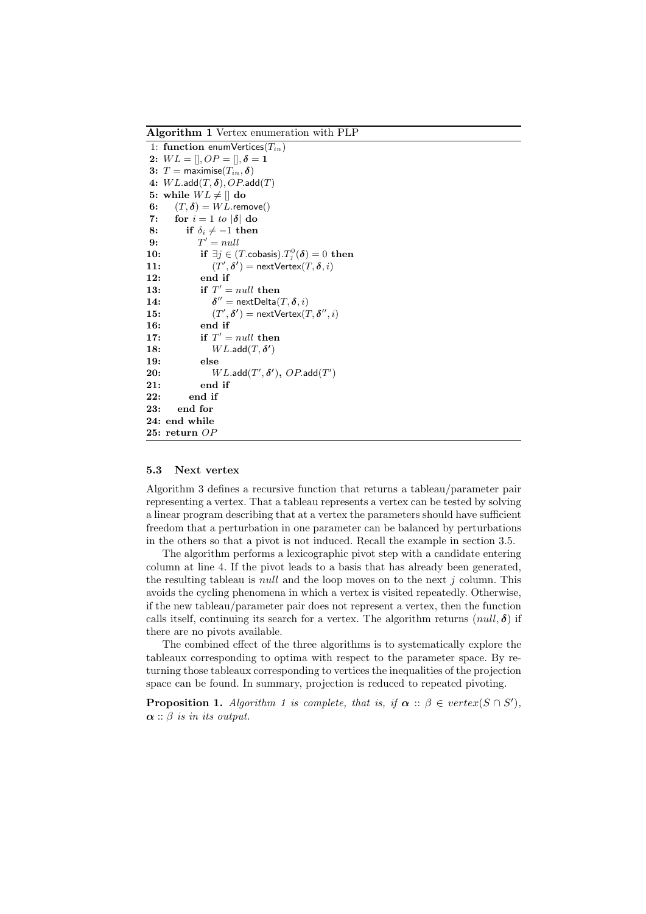**Algorithm 1** Vertex enumeration with PLP

```
1:  function enumVertices(T_in)
2:  WL = [], OP = [], δ = 1
3:  T = maximise(T_in, δ)
4:  WL.add(T, δ), OP.add(T)
5:  while WL ≠ [] do
6:     (T, δ) = WL.remove()
7:     for i = 1 to |δ| do
8:        if δ_i ≠ −1 then
9:           T' = null
10:          if ∃j ∈ (T.cobasis).T_j^0(δ) = 0 then
11:             (T', δ') = nextVertex(T, δ, i)
12:          end if
13:          if T' = null then
14:             δ'' = nextDelta(T, δ, i)
15:             (T', δ') = nextVertex(T, δ'', i)
16:          end if
17:          if T' = null then
18:             WL.add(T, δ')
19:          else
20:             WL.add(T', δ'), OP.add(T')
21:          end if
22:       end if
23:    end for
24: end while
25: return OP
```

### 5.3 Next vertex

Algorithm 3 defines a recursive function that returns a tableau/parameter pair representing a vertex. That a tableau represents a vertex can be tested by solving a linear program describing that at a vertex the parameters should have sufficient freedom that a perturbation in one parameter can be balanced by perturbations in the others so that a pivot is not induced. Recall the example in section 3.5.

The algorithm performs a lexicographic pivot step with a candidate entering column at line 4. If the pivot leads to a basis that has already been generated, the resulting tableau is *null* and the loop moves on to the next $j$ column. This avoids the cycling phenomena in which a vertex is visited repeatedly. Otherwise, if the new tableau/parameter pair does not represent a vertex, then the function calls itself, continuing its search for a vertex. The algorithm returns $(null, \boldsymbol{\delta})$ if there are no pivots available.

The combined effect of the three algorithms is to systematically explore the tableaux corresponding to optima with respect to the parameter space. By returning those tableaux corresponding to vertices the inequalities of the projection space can be found. In summary, projection is reduced to repeated pivoting.

**Proposition 1.** *Algorithm 1 is complete, that is, if* $\boldsymbol{\alpha} :: \beta \in vertex(S \cap S')$, $\boldsymbol{\alpha} :: \beta$ *is in its output.*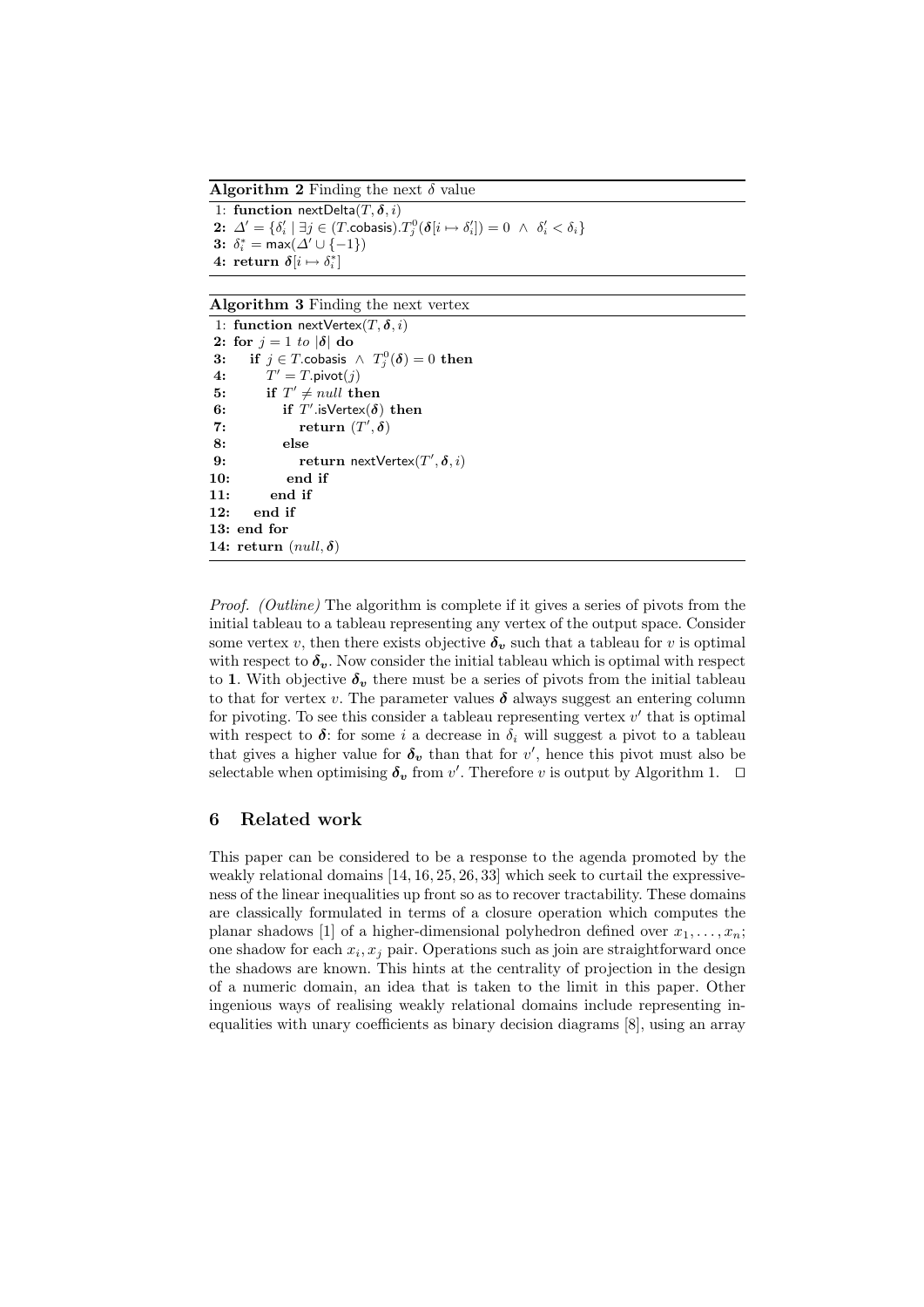**Algorithm 2** Finding the next $\delta$ value

```
1: function nextDelta(T, δ, i)
2:   Δ' = {δ'_i | ∃j ∈ (T.cobasis).T^0_j(δ[i ↦ δ'_i]) = 0 ∧ δ'_i < δ_i}
3:   δ*_i = max(Δ' ∪ {−1})
4:   return δ[i ↦ δ*_i]
```

**Algorithm 3** Finding the next vertex

```
 1: function nextVertex(T, δ, i)
 2: for j = 1 to |δ| do
 3:    if j ∈ T.cobasis ∧ T^0_j(δ) = 0 then
 4:       T' = T.pivot(j)
 5:       if T' ≠ null then
 6:          if T'.isVertex(δ) then
 7:             return (T', δ)
 8:          else
 9:             return nextVertex(T', δ, i)
10:          end if
11:       end if
12:    end if
13: end for
14: return (null, δ)
```

*Proof.* *(Outline)* The algorithm is complete if it gives a series of pivots from the initial tableau to a tableau representing any vertex of the output space. Consider some vertex $v$, then there exists objective $\boldsymbol{\delta_v}$ such that a tableau for $v$ is optimal with respect to $\boldsymbol{\delta_v}$. Now consider the initial tableau which is optimal with respect to $\mathbf{1}$. With objective $\boldsymbol{\delta_v}$ there must be a series of pivots from the initial tableau to that for vertex $v$. The parameter values $\boldsymbol{\delta}$ always suggest an entering column for pivoting. To see this consider a tableau representing vertex $v'$ that is optimal with respect to $\boldsymbol{\delta}$: for some $i$ a decrease in $\delta_i$ will suggest a pivot to a tableau that gives a higher value for $\boldsymbol{\delta_v}$ than that for $v'$, hence this pivot must also be selectable when optimising $\boldsymbol{\delta_v}$ from $v'$. Therefore $v$ is output by Algorithm 1. □

## 6 Related work

This paper can be considered to be a response to the agenda promoted by the weakly relational domains [14, 16, 25, 26, 33] which seek to curtail the expressiveness of the linear inequalities up front so as to recover tractability. These domains are classically formulated in terms of a closure operation which computes the planar shadows [1] of a higher-dimensional polyhedron defined over $x_1, \ldots, x_n$; one shadow for each $x_i, x_j$ pair. Operations such as join are straightforward once the shadows are known. This hints at the centrality of projection in the design of a numeric domain, an idea that is taken to the limit in this paper. Other ingenious ways of realising weakly relational domains include representing inequalities with unary coefficients as binary decision diagrams [8], using an array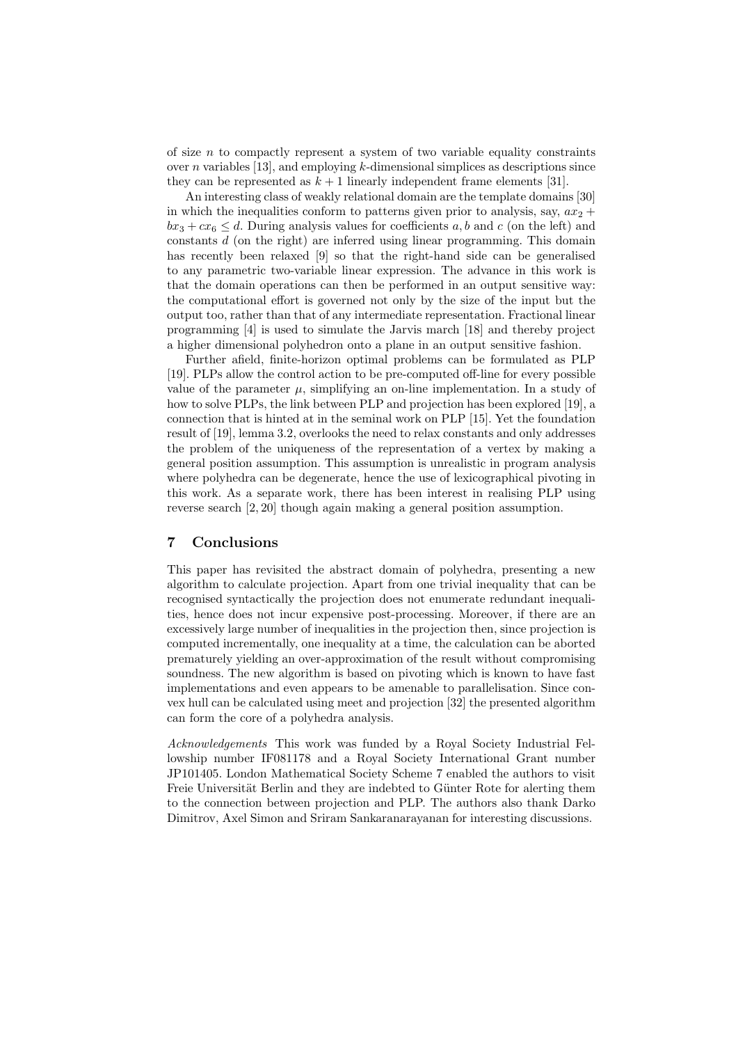of size $n$ to compactly represent a system of two variable equality constraints over $n$ variables [13], and employing $k$-dimensional simplices as descriptions since they can be represented as $k+1$ linearly independent frame elements [31].

An interesting class of weakly relational domain are the template domains [30] in which the inequalities conform to patterns given prior to analysis, say, $ax_2 + bx_3 + cx_6 \leq d$. During analysis values for coefficients $a, b$ and $c$ (on the left) and constants $d$ (on the right) are inferred using linear programming. This domain has recently been relaxed [9] so that the right-hand side can be generalised to any parametric two-variable linear expression. The advance in this work is that the domain operations can then be performed in an output sensitive way: the computational effort is governed not only by the size of the input but the output too, rather than that of any intermediate representation. Fractional linear programming [4] is used to simulate the Jarvis march [18] and thereby project a higher dimensional polyhedron onto a plane in an output sensitive fashion.

Further afield, finite-horizon optimal problems can be formulated as PLP [19]. PLPs allow the control action to be pre-computed off-line for every possible value of the parameter $\mu$, simplifying an on-line implementation. In a study of how to solve PLPs, the link between PLP and projection has been explored [19], a connection that is hinted at in the seminal work on PLP [15]. Yet the foundation result of [19], lemma 3.2, overlooks the need to relax constants and only addresses the problem of the uniqueness of the representation of a vertex by making a general position assumption. This assumption is unrealistic in program analysis where polyhedra can be degenerate, hence the use of lexicographical pivoting in this work. As a separate work, there has been interest in realising PLP using reverse search [2, 20] though again making a general position assumption.

## 7 Conclusions

This paper has revisited the abstract domain of polyhedra, presenting a new algorithm to calculate projection. Apart from one trivial inequality that can be recognised syntactically the projection does not enumerate redundant inequalities, hence does not incur expensive post-processing. Moreover, if there are an excessively large number of inequalities in the projection then, since projection is computed incrementally, one inequality at a time, the calculation can be aborted prematurely yielding an over-approximation of the result without compromising soundness. The new algorithm is based on pivoting which is known to have fast implementations and even appears to be amenable to parallelisation. Since convex hull can be calculated using meet and projection [32] the presented algorithm can form the core of a polyhedra analysis.

*Acknowledgements* This work was funded by a Royal Society Industrial Fellowship number IF081178 and a Royal Society International Grant number JP101405. London Mathematical Society Scheme 7 enabled the authors to visit Freie Universität Berlin and they are indebted to Günter Rote for alerting them to the connection between projection and PLP. The authors also thank Darko Dimitrov, Axel Simon and Sriram Sankaranarayanan for interesting discussions.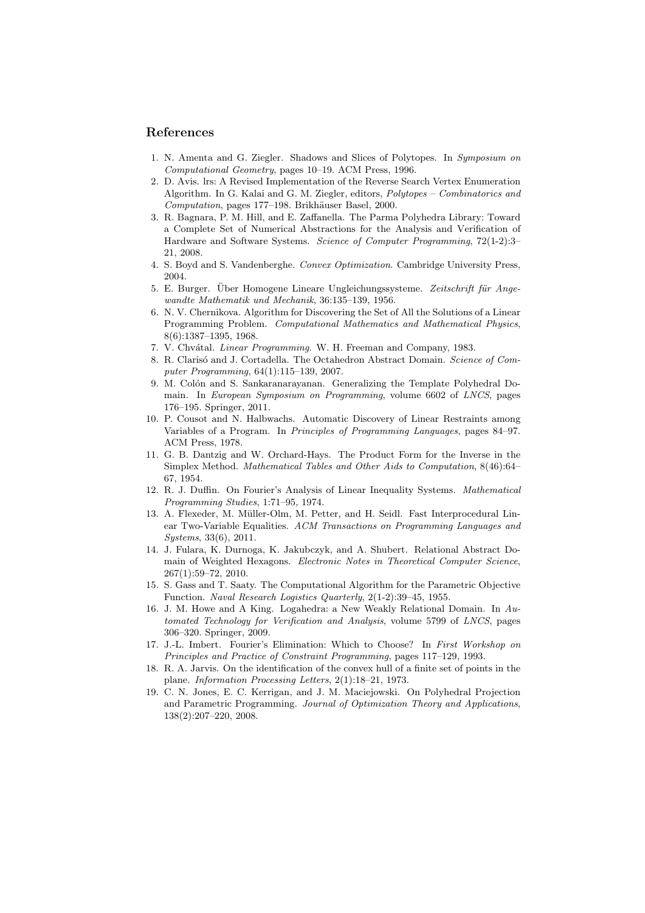## References

1. N. Amenta and G. Ziegler. Shadows and Slices of Polytopes. In *Symposium on Computational Geometry*, pages 10–19. ACM Press, 1996.
2. D. Avis. lrs: A Revised Implementation of the Reverse Search Vertex Enumeration Algorithm. In G. Kalai and G. M. Ziegler, editors, *Polytopes – Combinatorics and Computation*, pages 177–198. Brikhäuser Basel, 2000.
3. R. Bagnara, P. M. Hill, and E. Zaffanella. The Parma Polyhedra Library: Toward a Complete Set of Numerical Abstractions for the Analysis and Verification of Hardware and Software Systems. *Science of Computer Programming*, 72(1-2):3–21, 2008.
4. S. Boyd and S. Vandenberghe. *Convex Optimization*. Cambridge University Press, 2004.
5. E. Burger. Über Homogene Lineare Ungleichungssysteme. *Zeitschrift für Angewandte Mathematik und Mechanik*, 36:135–139, 1956.
6. N. V. Chernikova. Algorithm for Discovering the Set of All the Solutions of a Linear Programming Problem. *Computational Mathematics and Mathematical Physics*, 8(6):1387–1395, 1968.
7. V. Chvátal. *Linear Programming*. W. H. Freeman and Company, 1983.
8. R. Clarisó and J. Cortadella. The Octahedron Abstract Domain. *Science of Computer Programming*, 64(1):115–139, 2007.
9. M. Colón and S. Sankaranarayanan. Generalizing the Template Polyhedral Domain. In *European Symposium on Programming*, volume 6602 of *LNCS*, pages 176–195. Springer, 2011.
10. P. Cousot and N. Halbwachs. Automatic Discovery of Linear Restraints among Variables of a Program. In *Principles of Programming Languages*, pages 84–97. ACM Press, 1978.
11. G. B. Dantzig and W. Orchard-Hays. The Product Form for the Inverse in the Simplex Method. *Mathematical Tables and Other Aids to Computation*, 8(46):64–67, 1954.
12. R. J. Duffin. On Fourier's Analysis of Linear Inequality Systems. *Mathematical Programming Studies*, 1:71–95, 1974.
13. A. Flexeder, M. Müller-Olm, M. Petter, and H. Seidl. Fast Interprocedural Linear Two-Variable Equalities. *ACM Transactions on Programming Languages and Systems*, 33(6), 2011.
14. J. Fulara, K. Durnoga, K. Jakubczyk, and A. Shubert. Relational Abstract Domain of Weighted Hexagons. *Electronic Notes in Theoretical Computer Science*, 267(1):59–72, 2010.
15. S. Gass and T. Saaty. The Computational Algorithm for the Parametric Objective Function. *Naval Research Logistics Quarterly*, 2(1-2):39–45, 1955.
16. J. M. Howe and A King. Logahedra: a New Weakly Relational Domain. In *Automated Technology for Verification and Analysis*, volume 5799 of *LNCS*, pages 306–320. Springer, 2009.
17. J.-L. Imbert. Fourier's Elimination: Which to Choose? In *First Workshop on Principles and Practice of Constraint Programming*, pages 117–129, 1993.
18. R. A. Jarvis. On the identification of the convex hull of a finite set of points in the plane. *Information Processing Letters*, 2(1):18–21, 1973.
19. C. N. Jones, E. C. Kerrigan, and J. M. Maciejowski. On Polyhedral Projection and Parametric Programming. *Journal of Optimization Theory and Applications*, 138(2):207–220, 2008.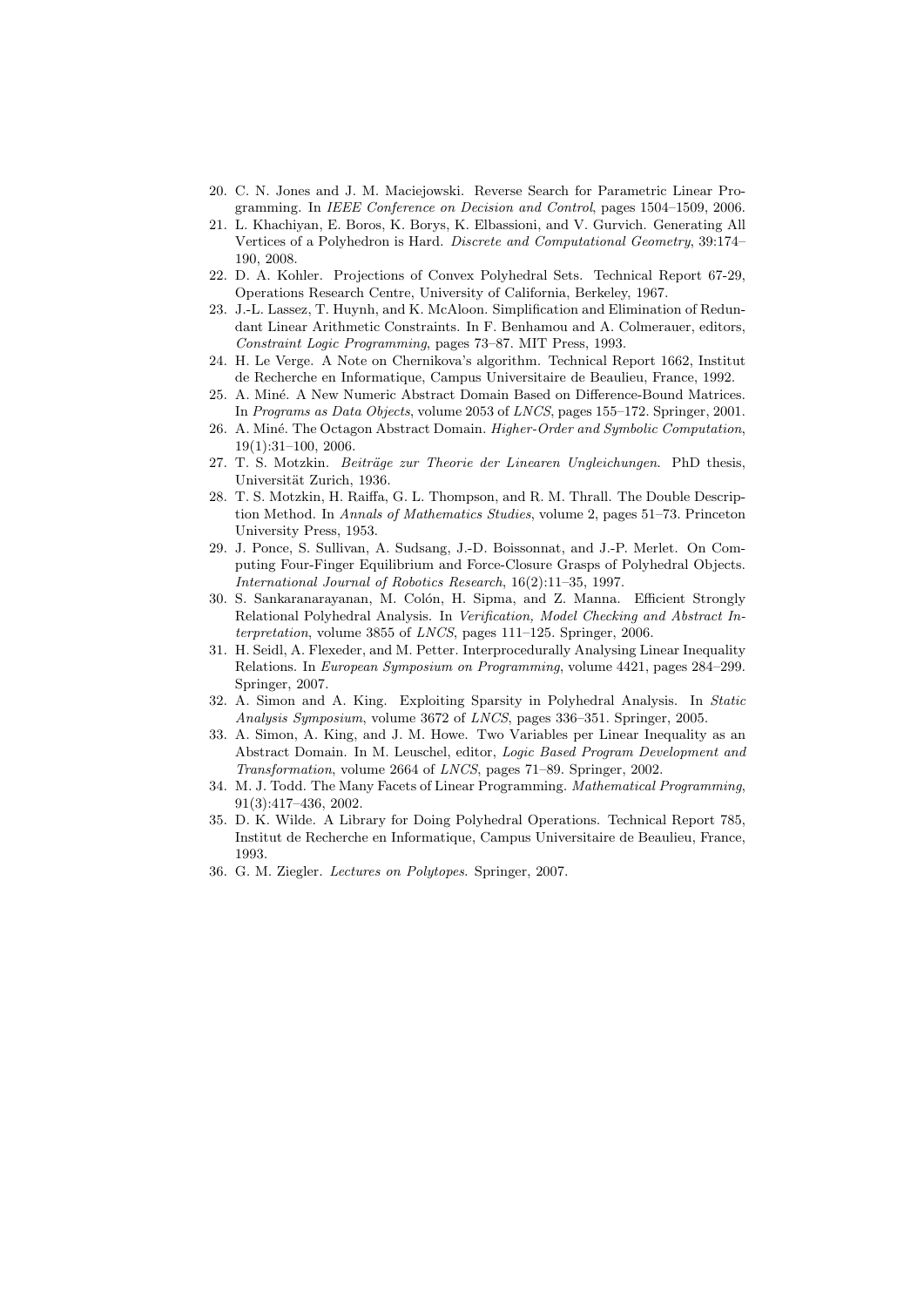20. C. N. Jones and J. M. Maciejowski. Reverse Search for Parametric Linear Programming. In *IEEE Conference on Decision and Control*, pages 1504–1509, 2006.
21. L. Khachiyan, E. Boros, K. Borys, K. Elbassioni, and V. Gurvich. Generating All Vertices of a Polyhedron is Hard. *Discrete and Computational Geometry*, 39:174–190, 2008.
22. D. A. Kohler. Projections of Convex Polyhedral Sets. Technical Report 67-29, Operations Research Centre, University of California, Berkeley, 1967.
23. J.-L. Lassez, T. Huynh, and K. McAloon. Simplification and Elimination of Redundant Linear Arithmetic Constraints. In F. Benhamou and A. Colmerauer, editors, *Constraint Logic Programming*, pages 73–87. MIT Press, 1993.
24. H. Le Verge. A Note on Chernikova's algorithm. Technical Report 1662, Institut de Recherche en Informatique, Campus Universitaire de Beaulieu, France, 1992.
25. A. Miné. A New Numeric Abstract Domain Based on Difference-Bound Matrices. In *Programs as Data Objects*, volume 2053 of *LNCS*, pages 155–172. Springer, 2001.
26. A. Miné. The Octagon Abstract Domain. *Higher-Order and Symbolic Computation*, 19(1):31–100, 2006.
27. T. S. Motzkin. *Beiträge zur Theorie der Linearen Ungleichungen*. PhD thesis, Universität Zurich, 1936.
28. T. S. Motzkin, H. Raiffa, G. L. Thompson, and R. M. Thrall. The Double Description Method. In *Annals of Mathematics Studies*, volume 2, pages 51–73. Princeton University Press, 1953.
29. J. Ponce, S. Sullivan, A. Sudsang, J.-D. Boissonnat, and J.-P. Merlet. On Computing Four-Finger Equilibrium and Force-Closure Grasps of Polyhedral Objects. *International Journal of Robotics Research*, 16(2):11–35, 1997.
30. S. Sankaranarayanan, M. Colón, H. Sipma, and Z. Manna. Efficient Strongly Relational Polyhedral Analysis. In *Verification, Model Checking and Abstract Interpretation*, volume 3855 of *LNCS*, pages 111–125. Springer, 2006.
31. H. Seidl, A. Flexeder, and M. Petter. Interprocedurally Analysing Linear Inequality Relations. In *European Symposium on Programming*, volume 4421, pages 284–299. Springer, 2007.
32. A. Simon and A. King. Exploiting Sparsity in Polyhedral Analysis. In *Static Analysis Symposium*, volume 3672 of *LNCS*, pages 336–351. Springer, 2005.
33. A. Simon, A. King, and J. M. Howe. Two Variables per Linear Inequality as an Abstract Domain. In M. Leuschel, editor, *Logic Based Program Development and Transformation*, volume 2664 of *LNCS*, pages 71–89. Springer, 2002.
34. M. J. Todd. The Many Facets of Linear Programming. *Mathematical Programming*, 91(3):417–436, 2002.
35. D. K. Wilde. A Library for Doing Polyhedral Operations. Technical Report 785, Institut de Recherche en Informatique, Campus Universitaire de Beaulieu, France, 1993.
36. G. M. Ziegler. *Lectures on Polytopes.* Springer, 2007.